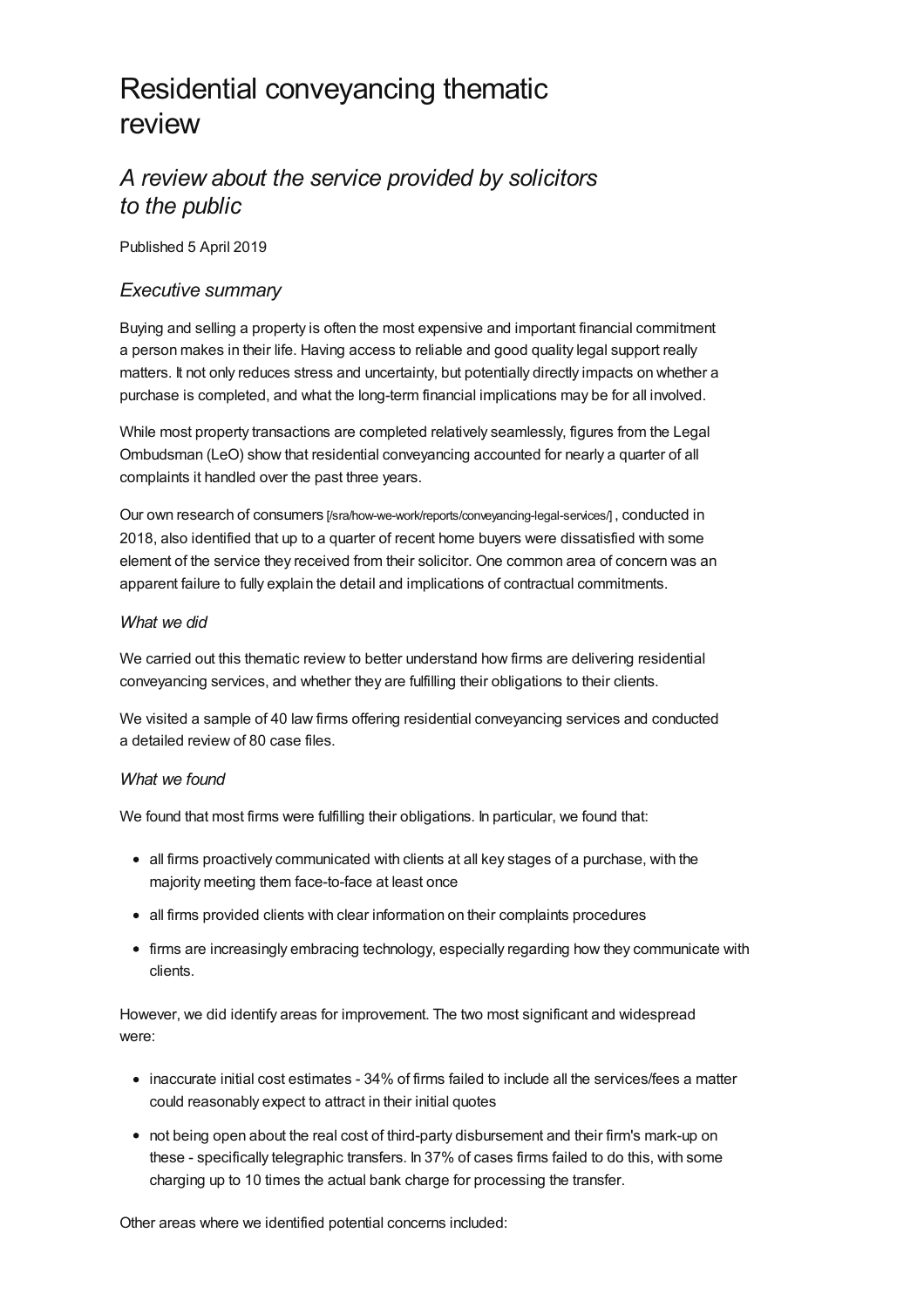# Residential conveyancing thematic review

## *A review about the service provided by solicitors to the public*

Published 5 April 2019

## *Executive summary*

Buying and selling a property is often the most expensive and important financial commitment a person makes in their life. Having access to reliable and good quality legal support really matters. It not only reduces stress and uncertainty, but potentially directly impacts on whether a purchase is completed, and what the long-term financial implications may be for all involved.

While most property transactions are completed relatively seamlessly, figures from the Legal Ombudsman (LeO) show that residential conveyancing accounted for nearly a quarter of all complaints it handled over the past three years.

Our own research of consumers [/sra/how-we-work/reports/conveyancing-legal-services/] , conducted in 2018, also identified that up to a quarter of recent home buyers were dissatisfied with some element of the service they received from their solicitor. One common area of concern was an apparent failure to fully explain the detail and implications of contractual commitments.

### *What we did*

We carried out this thematic review to better understand how firms are delivering residential conveyancing services, and whether they are fulfilling their obligations to their clients.

We visited a sample of 40 law firms offering residential conveyancing services and conducted a detailed review of 80 case files.

### *What we found*

We found that most firms were fulfilling their obligations. In particular, we found that:

- all firms proactively communicated with clients at all key stages of a purchase, with the majority meeting them face-to-face at least once
- all firms provided clients with clear information on their complaints procedures
- firms are increasingly embracing technology, especially regarding how they communicate with clients.

However, we did identify areas for improvement. The two most significant and widespread were:

- inaccurate initial cost estimates - 34% of firms failed to include all the services/fees a matter could reasonably expect to attract in their initial quotes
- not being open about the real cost of third-party disbursement and their firm's mark-up on these - specifically telegraphic transfers. In 37% of cases firms failed to do this, with some charging up to 10 times the actual bank charge for processing the transfer.

Other areas where we identified potential concerns included: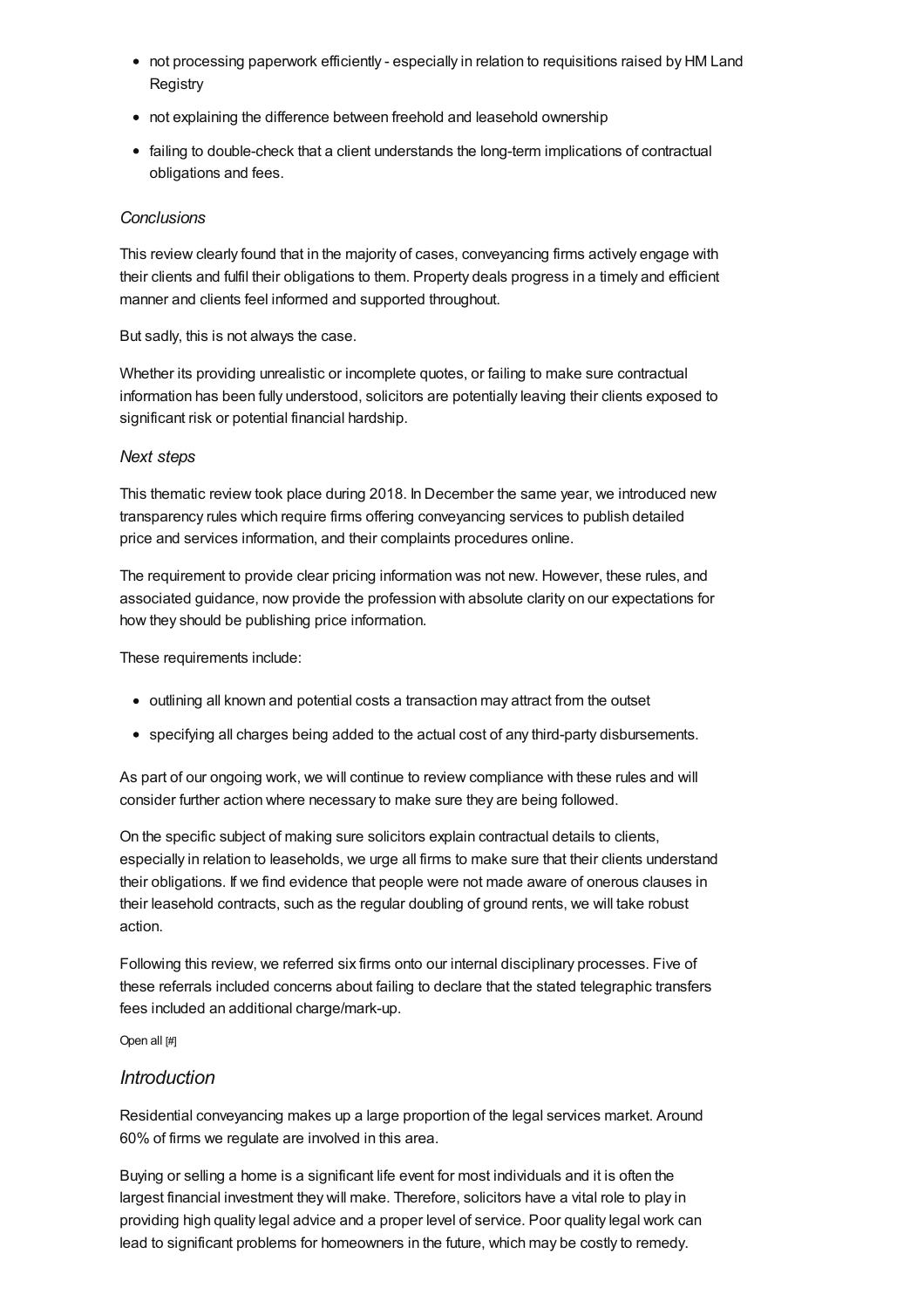- not processing paperwork efficiently - especially in relation to requisitions raised by HM Land Registry
- not explaining the difference between freehold and leasehold ownership
- failing to double-check that a client understands the long-term implications of contractual obligations and fees.

*Conclusions*

This review clearly found that in the majority of cases, conveyancing firms actively engage with their clients and fulfil their obligations to them. Property deals progress in a timely and efficient manner and clients feel informed and supported throughout.

But sadly, this is not always the case.

Whether its providing unrealistic or incomplete quotes, or failing to make sure contractual information has been fully understood, solicitors are potentially leaving their clients exposed to significant risk or potential financial hardship.

*Next steps*

This thematic review took place during 2018. In December the same year, we introduced new transparency rules which require firms offering conveyancing services to publish detailed price and services information, and their complaints procedures online.

The requirement to provide clear pricing information was not new. However, these rules, and associated guidance, now provide the profession with absolute clarity on our expectations for how they should be publishing price information.

These requirements include:

- outlining all known and potential costs a transaction may attract from the outset
- specifying all charges being added to the actual cost of any third-party disbursements.

As part of our ongoing work, we will continue to review compliance with these rules and will consider further action where necessary to make sure they are being followed.

On the specific subject of making sure solicitors explain contractual details to clients, especially in relation to leaseholds, we urge all firms to make sure that their clients understand their obligations. If we find evidence that people were not made aware of onerous clauses in their leasehold contracts, such as the regular doubling of ground rents, we will take robust action.

Following this review, we referred six firms onto our internal disciplinary processes. Five of these referrals included concerns about failing to declare that the stated telegraphic transfers fees included an additional charge/mark-up.

Open all [#]

## *Introduction*

Residential conveyancing makes up a large proportion of the legal services market. Around 60% of firms we regulate are involved in this area.

Buying or selling a home is a significant life event for most individuals and it is often the largest financial investment they will make. Therefore, solicitors have a vital role to play in providing high quality legal advice and a proper level of service. Poor quality legal work can lead to significant problems for homeowners in the future, which may be costly to remedy.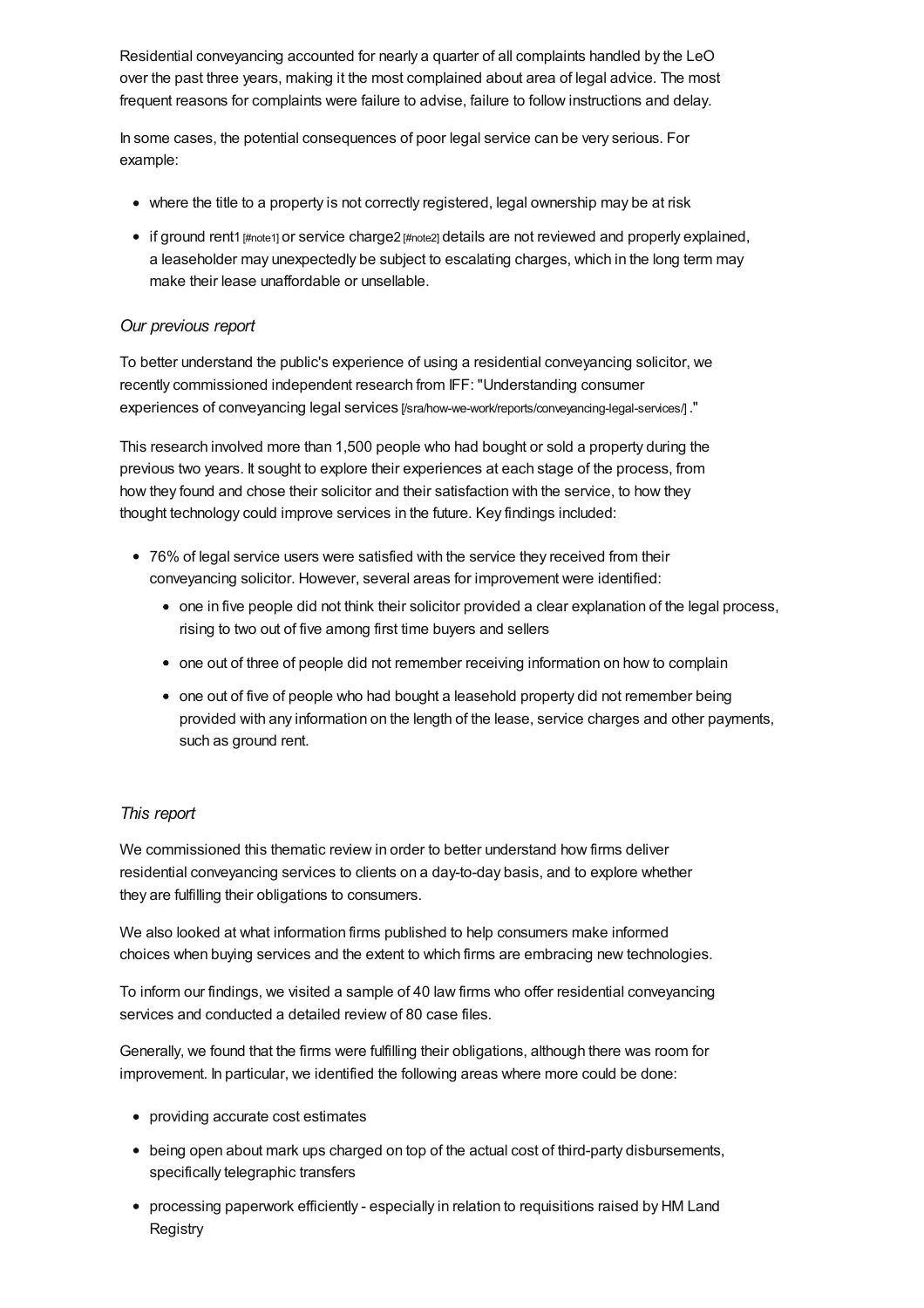Residential conveyancing accounted for nearly a quarter of all complaints handled by the LeO over the past three years, making it the most complained about area of legal advice. The most frequent reasons for complaints were failure to advise, failure to follow instructions and delay.

In some cases, the potential consequences of poor legal service can be very serious. For example:

- where the title to a property is not correctly registered, legal ownership may be at risk
- if ground rent1 [#note1] or service charge2 [#note2] details are not reviewed and properly explained, a leaseholder may unexpectedly be subject to escalating charges, which in the long term may make their lease unaffordable or unsellable.

*Our previous report*

To better understand the public's experience of using a residential conveyancing solicitor, we recently commissioned independent research from IFF: "Understanding consumer experiences of conveyancing legal services [/sra/how-we-work/reports/conveyancing-legal-services/] ."

This research involved more than 1,500 people who had bought or sold a property during the previous two years. It sought to explore their experiences at each stage of the process, from how they found and chose their solicitor and their satisfaction with the service, to how they thought technology could improve services in the future. Key findings included:

- 76% of legal service users were satisfied with the service they received from their conveyancing solicitor. However, several areas for improvement were identified:
  - one in five people did not think their solicitor provided a clear explanation of the legal process, rising to two out of five among first time buyers and sellers
  - one out of three of people did not remember receiving information on how to complain
  - one out of five of people who had bought a leasehold property did not remember being provided with any information on the length of the lease, service charges and other payments, such as ground rent.

*This report*

We commissioned this thematic review in order to better understand how firms deliver residential conveyancing services to clients on a day-to-day basis, and to explore whether they are fulfilling their obligations to consumers.

We also looked at what information firms published to help consumers make informed choices when buying services and the extent to which firms are embracing new technologies.

To inform our findings, we visited a sample of 40 law firms who offer residential conveyancing services and conducted a detailed review of 80 case files.

Generally, we found that the firms were fulfilling their obligations, although there was room for improvement. In particular, we identified the following areas where more could be done:

- providing accurate cost estimates
- being open about mark ups charged on top of the actual cost of third-party disbursements, specifically telegraphic transfers
- processing paperwork efficiently - especially in relation to requisitions raised by HM Land Registry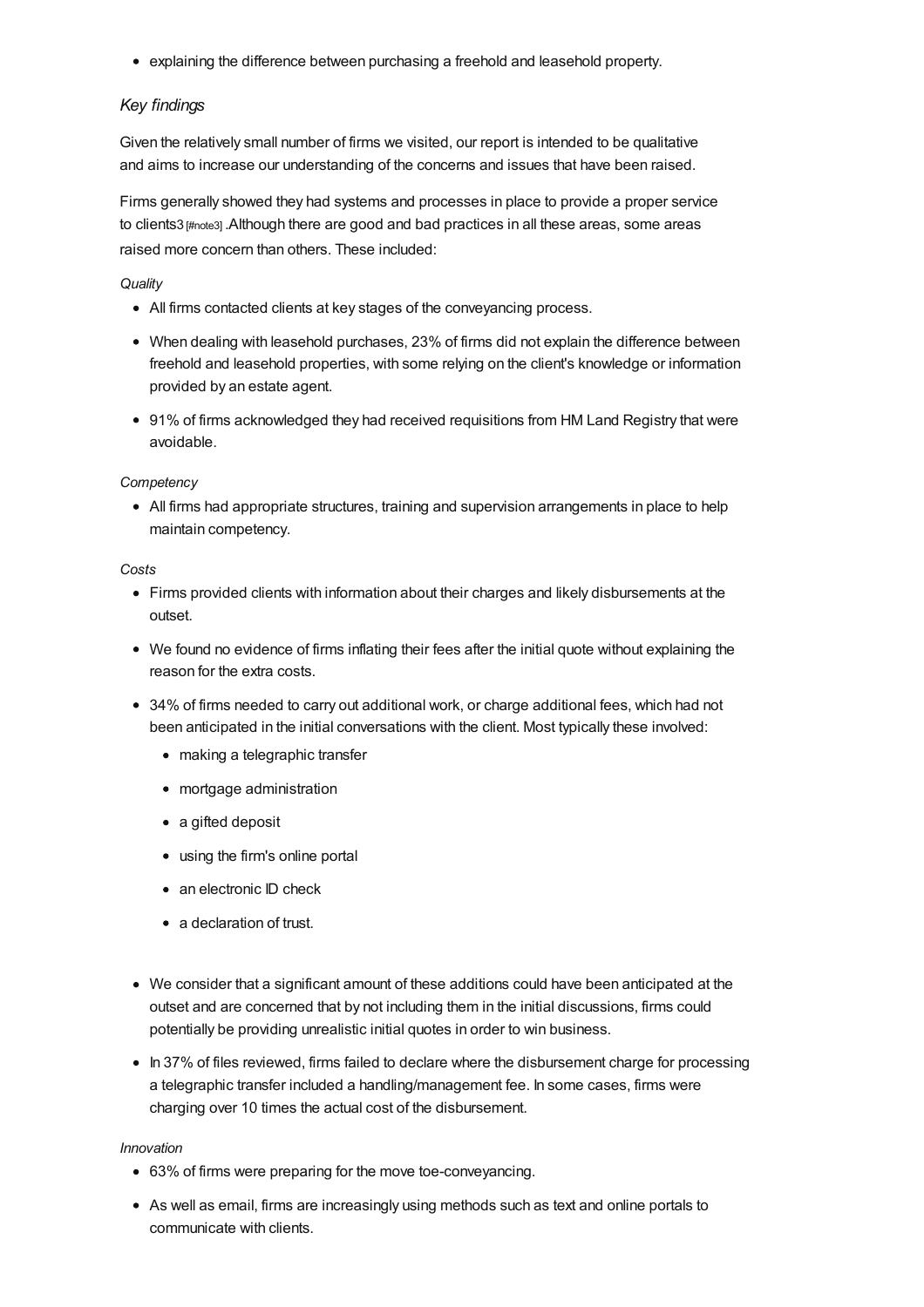- explaining the difference between purchasing a freehold and leasehold property.

### *Key findings*

Given the relatively small number of firms we visited, our report is intended to be qualitative and aims to increase our understanding of the concerns and issues that have been raised.

Firms generally showed they had systems and processes in place to provide a proper service to clients3 [#note3] .Although there are good and bad practices in all these areas, some areas raised more concern than others. These included:

*Quality*

- All firms contacted clients at key stages of the conveyancing process.
- When dealing with leasehold purchases, 23% of firms did not explain the difference between freehold and leasehold properties, with some relying on the client's knowledge or information provided by an estate agent.
- 91% of firms acknowledged they had received requisitions from HM Land Registry that were avoidable.

*Competency*

- All firms had appropriate structures, training and supervision arrangements in place to help maintain competency.

*Costs*

- Firms provided clients with information about their charges and likely disbursements at the outset.
- We found no evidence of firms inflating their fees after the initial quote without explaining the reason for the extra costs.
- 34% of firms needed to carry out additional work, or charge additional fees, which had not been anticipated in the initial conversations with the client. Most typically these involved:
  - making a telegraphic transfer
  - mortgage administration
  - a gifted deposit
  - using the firm's online portal
  - an electronic ID check
  - a declaration of trust.
- We consider that a significant amount of these additions could have been anticipated at the outset and are concerned that by not including them in the initial discussions, firms could potentially be providing unrealistic initial quotes in order to win business.
- In 37% of files reviewed, firms failed to declare where the disbursement charge for processing a telegraphic transfer included a handling/management fee. In some cases, firms were charging over 10 times the actual cost of the disbursement.

*Innovation*

- 63% of firms were preparing for the move toe-conveyancing.
- As well as email, firms are increasingly using methods such as text and online portals to communicate with clients.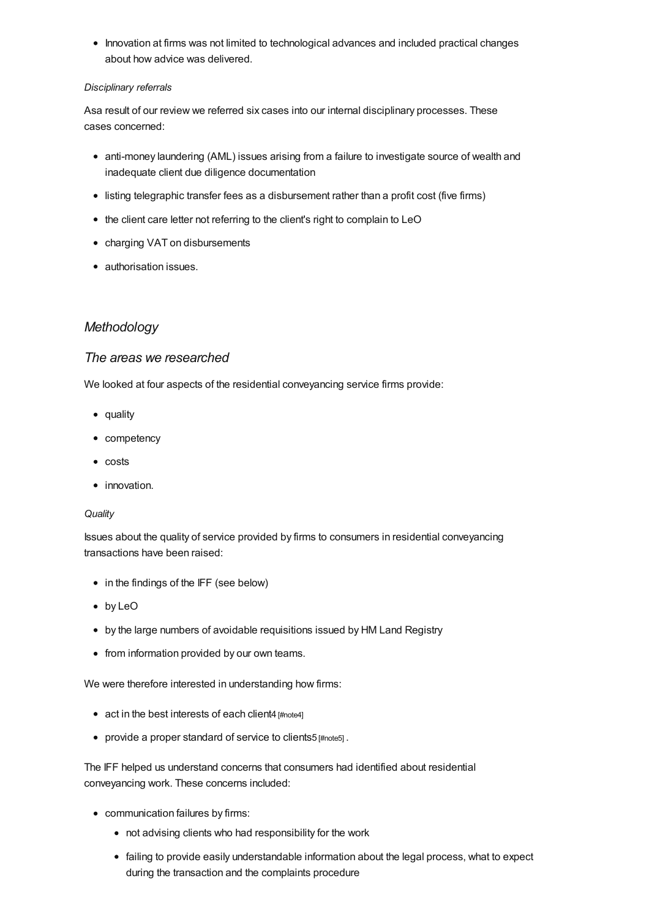- Innovation at firms was not limited to technological advances and included practical changes about how advice was delivered.

*Disciplinary referrals*

Asa result of our review we referred six cases into our internal disciplinary processes. These cases concerned:

- anti-money laundering (AML) issues arising from a failure to investigate source of wealth and inadequate client due diligence documentation
- listing telegraphic transfer fees as a disbursement rather than a profit cost (five firms)
- the client care letter not referring to the client's right to complain to LeO
- charging VAT on disbursements
- authorisation issues.

## *Methodology*

## *The areas we researched*

We looked at four aspects of the residential conveyancing service firms provide:

- quality
- competency
- costs
- innovation.

*Quality*

Issues about the quality of service provided by firms to consumers in residential conveyancing transactions have been raised:

- in the findings of the IFF (see below)
- by LeO
- by the large numbers of avoidable requisitions issued by HM Land Registry
- from information provided by our own teams.

We were therefore interested in understanding how firms:

- act in the best interests of each client4 [#note4]
- provide a proper standard of service to clients5 [#note5] .

The IFF helped us understand concerns that consumers had identified about residential conveyancing work. These concerns included:

- communication failures by firms:
  - not advising clients who had responsibility for the work
  - failing to provide easily understandable information about the legal process, what to expect during the transaction and the complaints procedure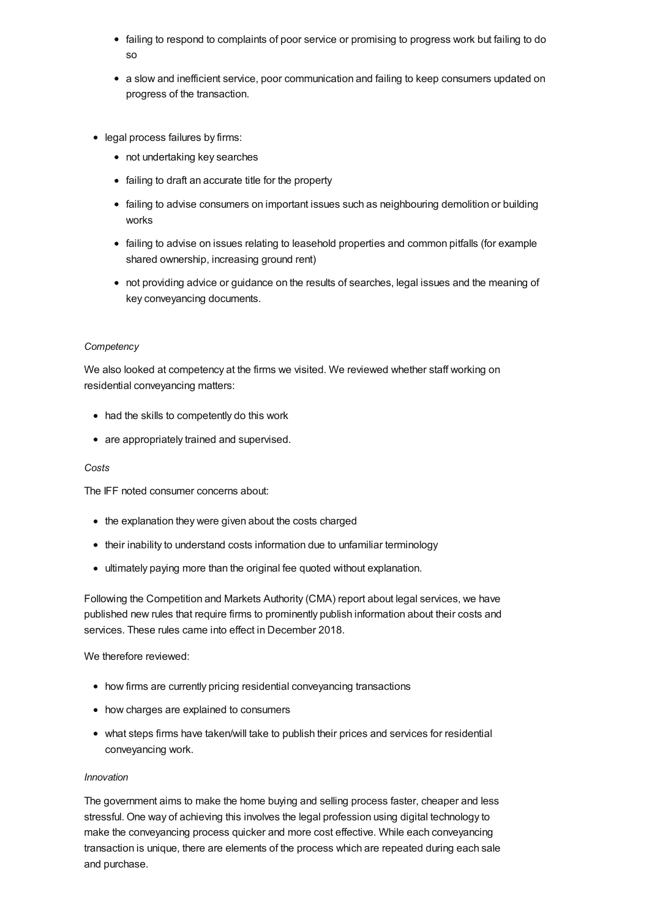- failing to respond to complaints of poor service or promising to progress work but failing to do so
- a slow and inefficient service, poor communication and failing to keep consumers updated on progress of the transaction.

- legal process failures by firms:
  - not undertaking key searches
  - failing to draft an accurate title for the property
  - failing to advise consumers on important issues such as neighbouring demolition or building works
  - failing to advise on issues relating to leasehold properties and common pitfalls (for example shared ownership, increasing ground rent)
  - not providing advice or guidance on the results of searches, legal issues and the meaning of key conveyancing documents.

*Competency*

We also looked at competency at the firms we visited. We reviewed whether staff working on residential conveyancing matters:

- had the skills to competently do this work
- are appropriately trained and supervised.

*Costs*

The IFF noted consumer concerns about:

- the explanation they were given about the costs charged
- their inability to understand costs information due to unfamiliar terminology
- ultimately paying more than the original fee quoted without explanation.

Following the Competition and Markets Authority (CMA) report about legal services, we have published new rules that require firms to prominently publish information about their costs and services. These rules came into effect in December 2018.

We therefore reviewed:

- how firms are currently pricing residential conveyancing transactions
- how charges are explained to consumers
- what steps firms have taken/will take to publish their prices and services for residential conveyancing work.

*Innovation*

The government aims to make the home buying and selling process faster, cheaper and less stressful. One way of achieving this involves the legal profession using digital technology to make the conveyancing process quicker and more cost effective. While each conveyancing transaction is unique, there are elements of the process which are repeated during each sale and purchase.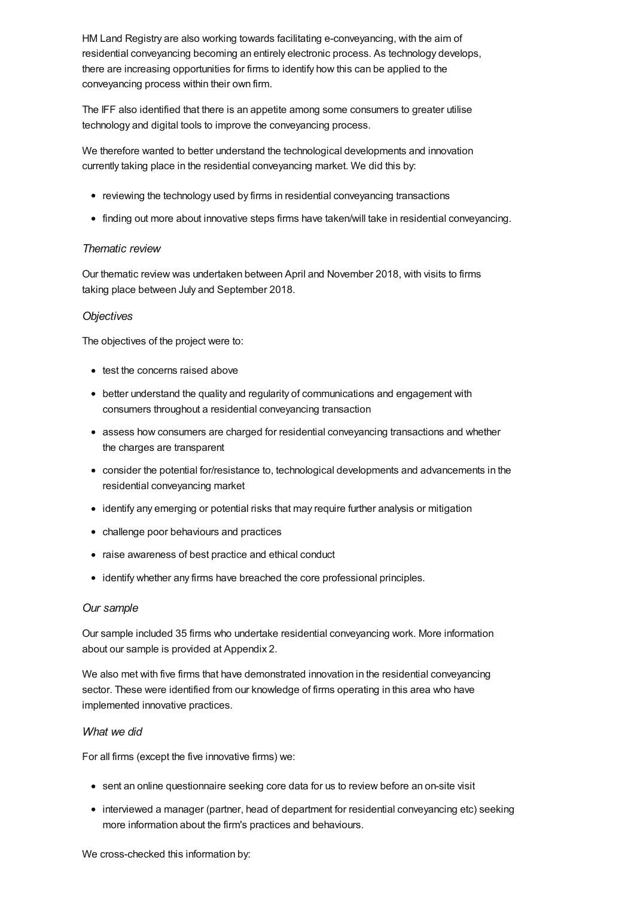HM Land Registry are also working towards facilitating e-conveyancing, with the aim of residential conveyancing becoming an entirely electronic process. As technology develops, there are increasing opportunities for firms to identify how this can be applied to the conveyancing process within their own firm.

The IFF also identified that there is an appetite among some consumers to greater utilise technology and digital tools to improve the conveyancing process.

We therefore wanted to better understand the technological developments and innovation currently taking place in the residential conveyancing market. We did this by:

- reviewing the technology used by firms in residential conveyancing transactions
- finding out more about innovative steps firms have taken/will take in residential conveyancing.

### *Thematic review*

Our thematic review was undertaken between April and November 2018, with visits to firms taking place between July and September 2018.

### *Objectives*

The objectives of the project were to:

- test the concerns raised above
- better understand the quality and regularity of communications and engagement with consumers throughout a residential conveyancing transaction
- assess how consumers are charged for residential conveyancing transactions and whether the charges are transparent
- consider the potential for/resistance to, technological developments and advancements in the residential conveyancing market
- identify any emerging or potential risks that may require further analysis or mitigation
- challenge poor behaviours and practices
- raise awareness of best practice and ethical conduct
- identify whether any firms have breached the core professional principles.

### *Our sample*

Our sample included 35 firms who undertake residential conveyancing work. More information about our sample is provided at Appendix 2.

We also met with five firms that have demonstrated innovation in the residential conveyancing sector. These were identified from our knowledge of firms operating in this area who have implemented innovative practices.

### *What we did*

For all firms (except the five innovative firms) we:

- sent an online questionnaire seeking core data for us to review before an on-site visit
- interviewed a manager (partner, head of department for residential conveyancing etc) seeking more information about the firm's practices and behaviours.

We cross-checked this information by: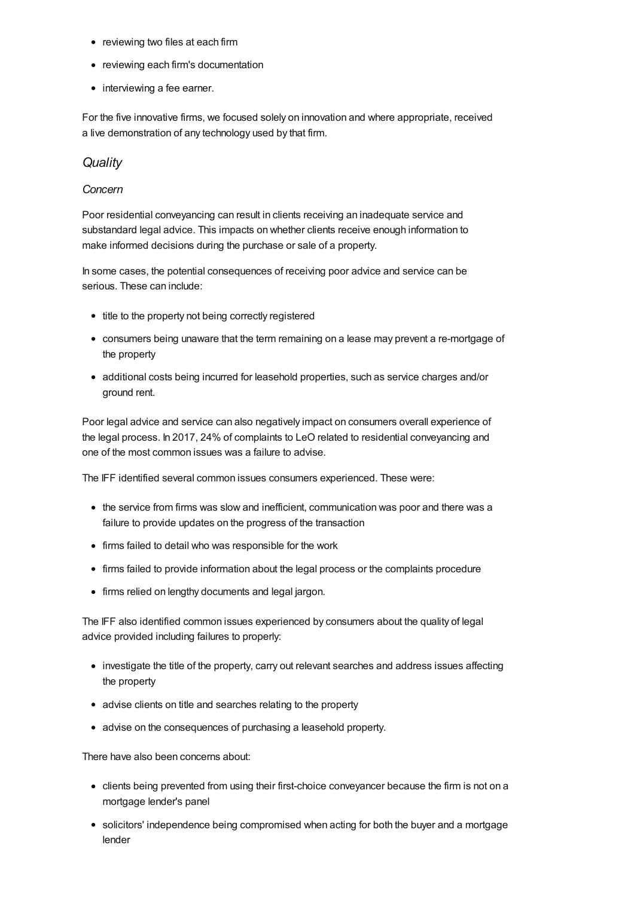- reviewing two files at each firm
- reviewing each firm's documentation
- interviewing a fee earner.

For the five innovative firms, we focused solely on innovation and where appropriate, received a live demonstration of any technology used by that firm.

## *Quality*

### *Concern*

Poor residential conveyancing can result in clients receiving an inadequate service and substandard legal advice. This impacts on whether clients receive enough information to make informed decisions during the purchase or sale of a property.

In some cases, the potential consequences of receiving poor advice and service can be serious. These can include:

- title to the property not being correctly registered
- consumers being unaware that the term remaining on a lease may prevent a re-mortgage of the property
- additional costs being incurred for leasehold properties, such as service charges and/or ground rent.

Poor legal advice and service can also negatively impact on consumers overall experience of the legal process. In 2017, 24% of complaints to LeO related to residential conveyancing and one of the most common issues was a failure to advise.

The IFF identified several common issues consumers experienced. These were:

- the service from firms was slow and inefficient, communication was poor and there was a failure to provide updates on the progress of the transaction
- firms failed to detail who was responsible for the work
- firms failed to provide information about the legal process or the complaints procedure
- firms relied on lengthy documents and legal jargon.

The IFF also identified common issues experienced by consumers about the quality of legal advice provided including failures to properly:

- investigate the title of the property, carry out relevant searches and address issues affecting the property
- advise clients on title and searches relating to the property
- advise on the consequences of purchasing a leasehold property.

There have also been concerns about:

- clients being prevented from using their first-choice conveyancer because the firm is not on a mortgage lender's panel
- solicitors' independence being compromised when acting for both the buyer and a mortgage lender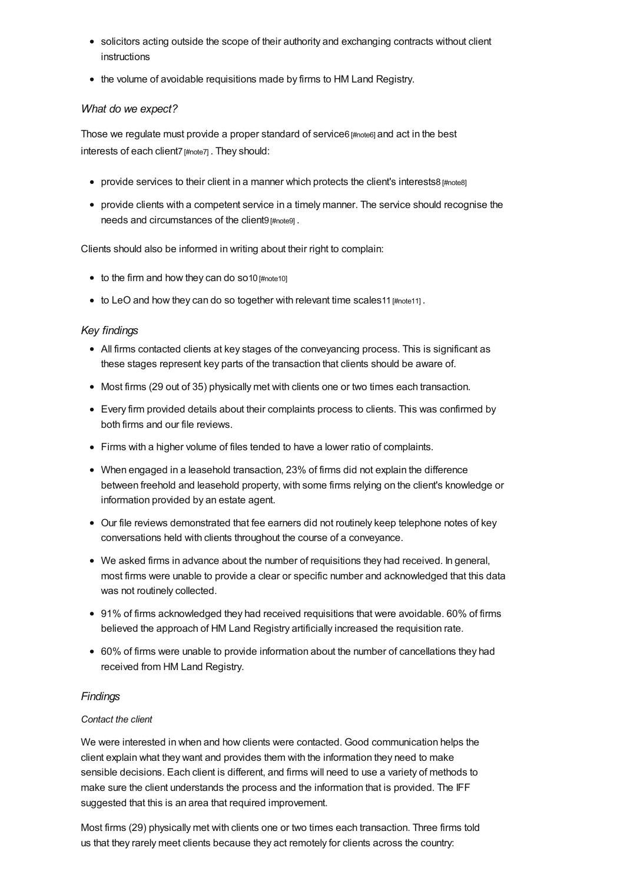- solicitors acting outside the scope of their authority and exchanging contracts without client instructions
- the volume of avoidable requisitions made by firms to HM Land Registry.

### *What do we expect?*

Those we regulate must provide a proper standard of service6 [#note6] and act in the best interests of each client7 [#note7] . They should:

- provide services to their client in a manner which protects the client's interests8 [#note8]
- provide clients with a competent service in a timely manner. The service should recognise the needs and circumstances of the client9 [#note9] .

Clients should also be informed in writing about their right to complain:

- to the firm and how they can do so10 [#note10]
- to LeO and how they can do so together with relevant time scales11 [#note11] .

### *Key findings*

- All firms contacted clients at key stages of the conveyancing process. This is significant as these stages represent key parts of the transaction that clients should be aware of.
- Most firms (29 out of 35) physically met with clients one or two times each transaction.
- Every firm provided details about their complaints process to clients. This was confirmed by both firms and our file reviews.
- Firms with a higher volume of files tended to have a lower ratio of complaints.
- When engaged in a leasehold transaction, 23% of firms did not explain the difference between freehold and leasehold property, with some firms relying on the client's knowledge or information provided by an estate agent.
- Our file reviews demonstrated that fee earners did not routinely keep telephone notes of key conversations held with clients throughout the course of a conveyance.
- We asked firms in advance about the number of requisitions they had received. In general, most firms were unable to provide a clear or specific number and acknowledged that this data was not routinely collected.
- 91% of firms acknowledged they had received requisitions that were avoidable. 60% of firms believed the approach of HM Land Registry artificially increased the requisition rate.
- 60% of firms were unable to provide information about the number of cancellations they had received from HM Land Registry.

### *Findings*

#### *Contact the client*

We were interested in when and how clients were contacted. Good communication helps the client explain what they want and provides them with the information they need to make sensible decisions. Each client is different, and firms will need to use a variety of methods to make sure the client understands the process and the information that is provided. The IFF suggested that this is an area that required improvement.

Most firms (29) physically met with clients one or two times each transaction. Three firms told us that they rarely meet clients because they act remotely for clients across the country: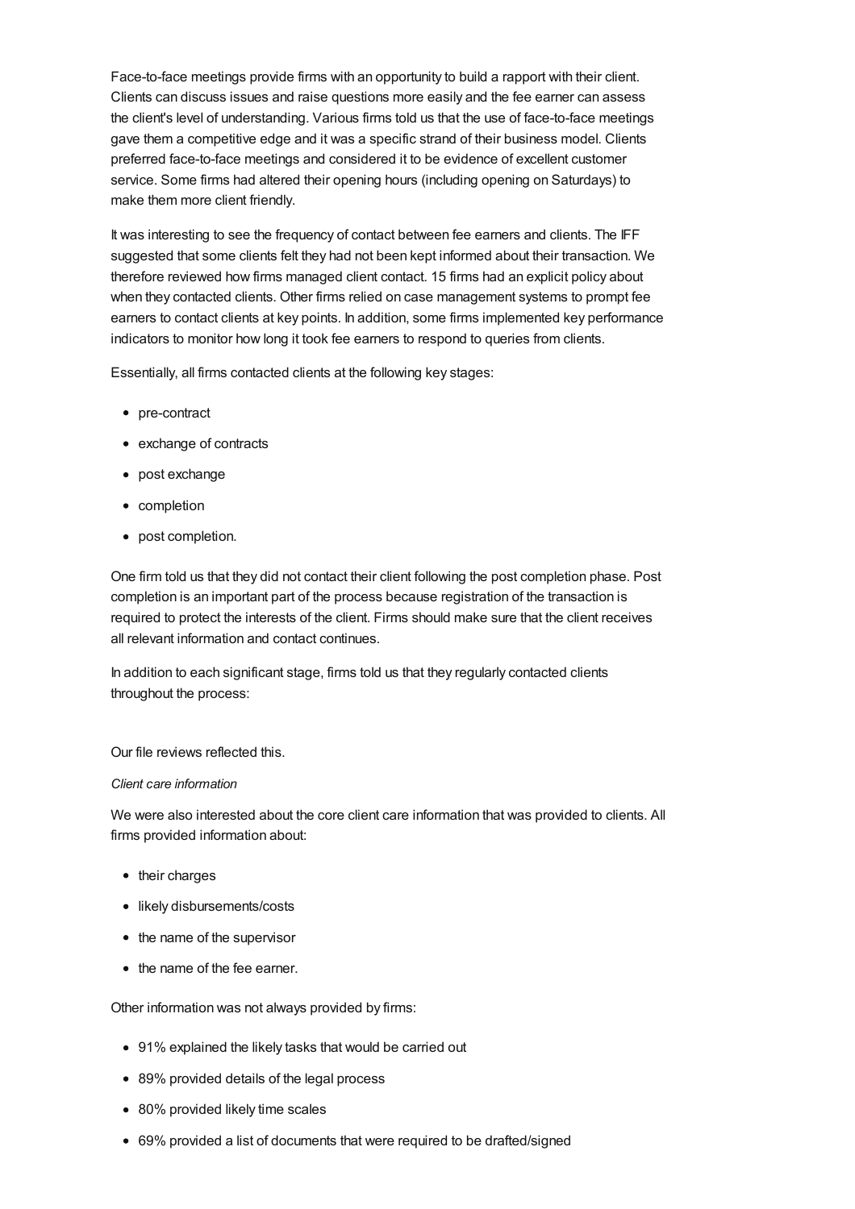Face-to-face meetings provide firms with an opportunity to build a rapport with their client. Clients can discuss issues and raise questions more easily and the fee earner can assess the client's level of understanding. Various firms told us that the use of face-to-face meetings gave them a competitive edge and it was a specific strand of their business model. Clients preferred face-to-face meetings and considered it to be evidence of excellent customer service. Some firms had altered their opening hours (including opening on Saturdays) to make them more client friendly.

It was interesting to see the frequency of contact between fee earners and clients. The IFF suggested that some clients felt they had not been kept informed about their transaction. We therefore reviewed how firms managed client contact. 15 firms had an explicit policy about when they contacted clients. Other firms relied on case management systems to prompt fee earners to contact clients at key points. In addition, some firms implemented key performance indicators to monitor how long it took fee earners to respond to queries from clients.

Essentially, all firms contacted clients at the following key stages:

- pre-contract
- exchange of contracts
- post exchange
- completion
- post completion.

One firm told us that they did not contact their client following the post completion phase. Post completion is an important part of the process because registration of the transaction is required to protect the interests of the client. Firms should make sure that the client receives all relevant information and contact continues.

In addition to each significant stage, firms told us that they regularly contacted clients throughout the process:

Our file reviews reflected this.

*Client care information*

We were also interested about the core client care information that was provided to clients. All firms provided information about:

- their charges
- likely disbursements/costs
- the name of the supervisor
- the name of the fee earner.

Other information was not always provided by firms:

- 91% explained the likely tasks that would be carried out
- 89% provided details of the legal process
- 80% provided likely time scales
- 69% provided a list of documents that were required to be drafted/signed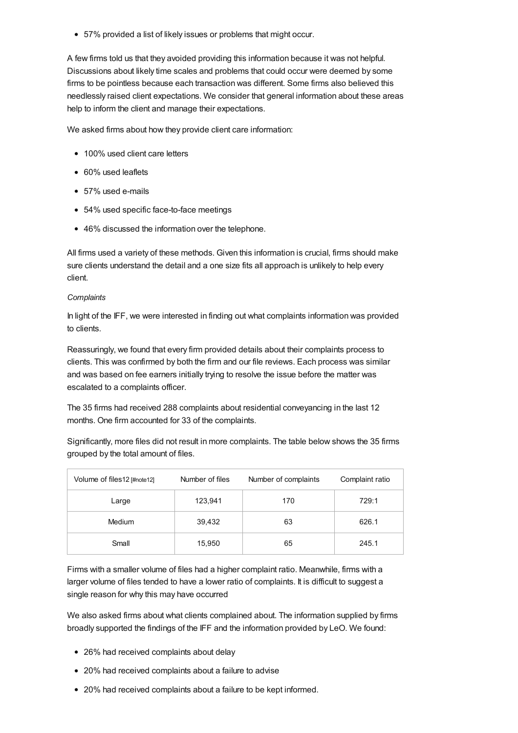- 57% provided a list of likely issues or problems that might occur.

A few firms told us that they avoided providing this information because it was not helpful. Discussions about likely time scales and problems that could occur were deemed by some firms to be pointless because each transaction was different. Some firms also believed this needlessly raised client expectations. We consider that general information about these areas help to inform the client and manage their expectations.

We asked firms about how they provide client care information:

- 100% used client care letters
- 60% used leaflets
- 57% used e-mails
- 54% used specific face-to-face meetings
- 46% discussed the information over the telephone.

All firms used a variety of these methods. Given this information is crucial, firms should make sure clients understand the detail and a one size fits all approach is unlikely to help every client.

*Complaints*

In light of the IFF, we were interested in finding out what complaints information was provided to clients.

Reassuringly, we found that every firm provided details about their complaints process to clients. This was confirmed by both the firm and our file reviews. Each process was similar and was based on fee earners initially trying to resolve the issue before the matter was escalated to a complaints officer.

The 35 firms had received 288 complaints about residential conveyancing in the last 12 months. One firm accounted for 33 of the complaints.

Significantly, more files did not result in more complaints. The table below shows the 35 firms grouped by the total amount of files.

| Volume of files12 [#note12] | Number of files | Number of complaints | Complaint ratio |
| --- | --- | --- | --- |
| Large | 123,941 | 170 | 729:1 |
| Medium | 39,432 | 63 | 626.1 |
| Small | 15,950 | 65 | 245.1 |

Firms with a smaller volume of files had a higher complaint ratio. Meanwhile, firms with a larger volume of files tended to have a lower ratio of complaints. It is difficult to suggest a single reason for why this may have occurred

We also asked firms about what clients complained about. The information supplied by firms broadly supported the findings of the IFF and the information provided by LeO. We found:

- 26% had received complaints about delay
- 20% had received complaints about a failure to advise
- 20% had received complaints about a failure to be kept informed.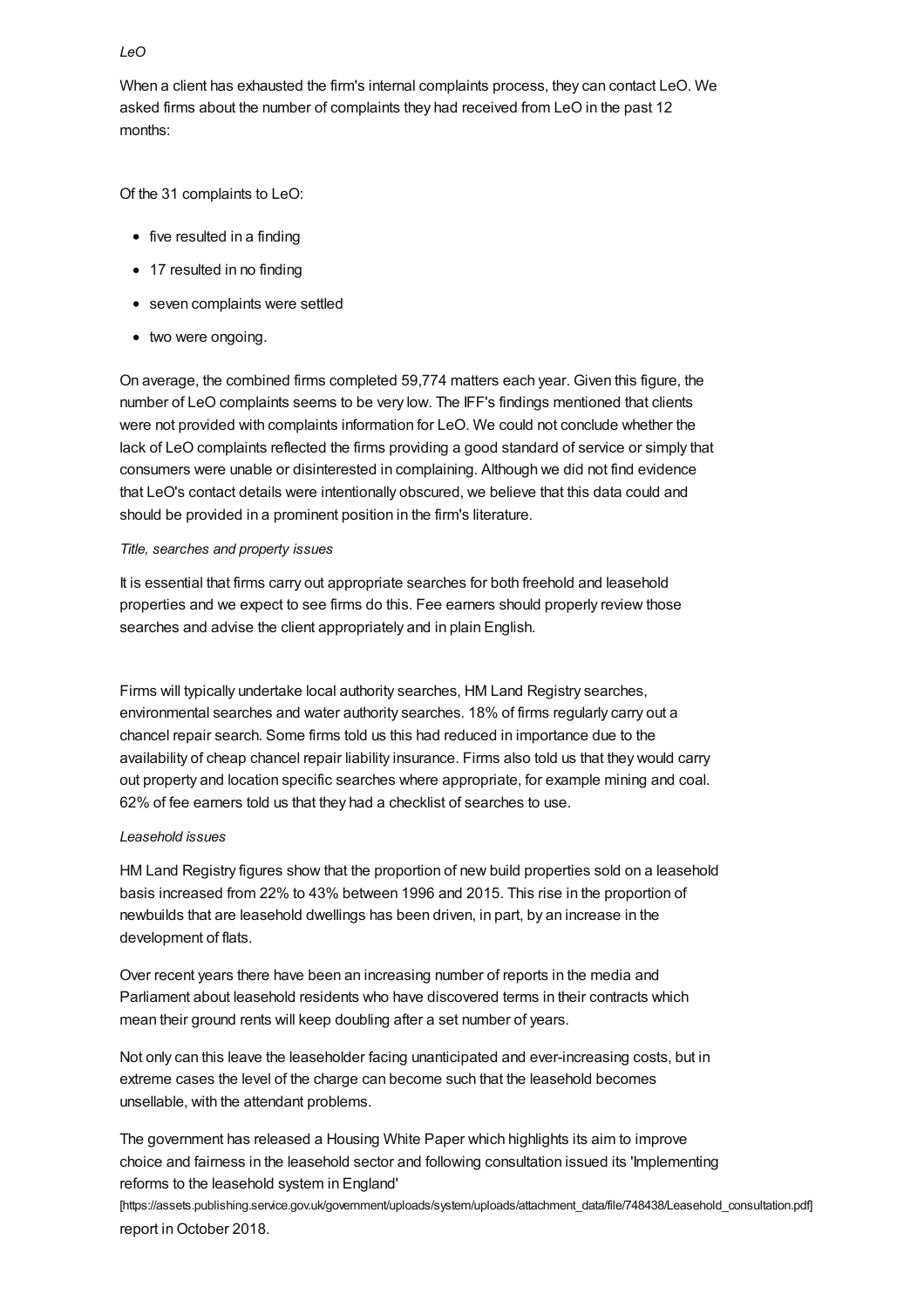*LeO*

When a client has exhausted the firm's internal complaints process, they can contact LeO. We asked firms about the number of complaints they had received from LeO in the past 12 months:

Of the 31 complaints to LeO:

- five resulted in a finding
- 17 resulted in no finding
- seven complaints were settled
- two were ongoing.

On average, the combined firms completed 59,774 matters each year. Given this figure, the number of LeO complaints seems to be very low. The IFF's findings mentioned that clients were not provided with complaints information for LeO. We could not conclude whether the lack of LeO complaints reflected the firms providing a good standard of service or simply that consumers were unable or disinterested in complaining. Although we did not find evidence that LeO's contact details were intentionally obscured, we believe that this data could and should be provided in a prominent position in the firm's literature.

*Title, searches and property issues*

It is essential that firms carry out appropriate searches for both freehold and leasehold properties and we expect to see firms do this. Fee earners should properly review those searches and advise the client appropriately and in plain English.

Firms will typically undertake local authority searches, HM Land Registry searches, environmental searches and water authority searches. 18% of firms regularly carry out a chancel repair search. Some firms told us this had reduced in importance due to the availability of cheap chancel repair liability insurance. Firms also told us that they would carry out property and location specific searches where appropriate, for example mining and coal. 62% of fee earners told us that they had a checklist of searches to use.

*Leasehold issues*

HM Land Registry figures show that the proportion of new build properties sold on a leasehold basis increased from 22% to 43% between 1996 and 2015. This rise in the proportion of newbuilds that are leasehold dwellings has been driven, in part, by an increase in the development of flats.

Over recent years there have been an increasing number of reports in the media and Parliament about leasehold residents who have discovered terms in their contracts which mean their ground rents will keep doubling after a set number of years.

Not only can this leave the leaseholder facing unanticipated and ever-increasing costs, but in extreme cases the level of the charge can become such that the leasehold becomes unsellable, with the attendant problems.

The government has released a Housing White Paper which highlights its aim to improve choice and fairness in the leasehold sector and following consultation issued its 'Implementing reforms to the leasehold system in England' [https://assets.publishing.service.gov.uk/government/uploads/system/uploads/attachment_data/file/748438/Leasehold_consultation.pdf] report in October 2018.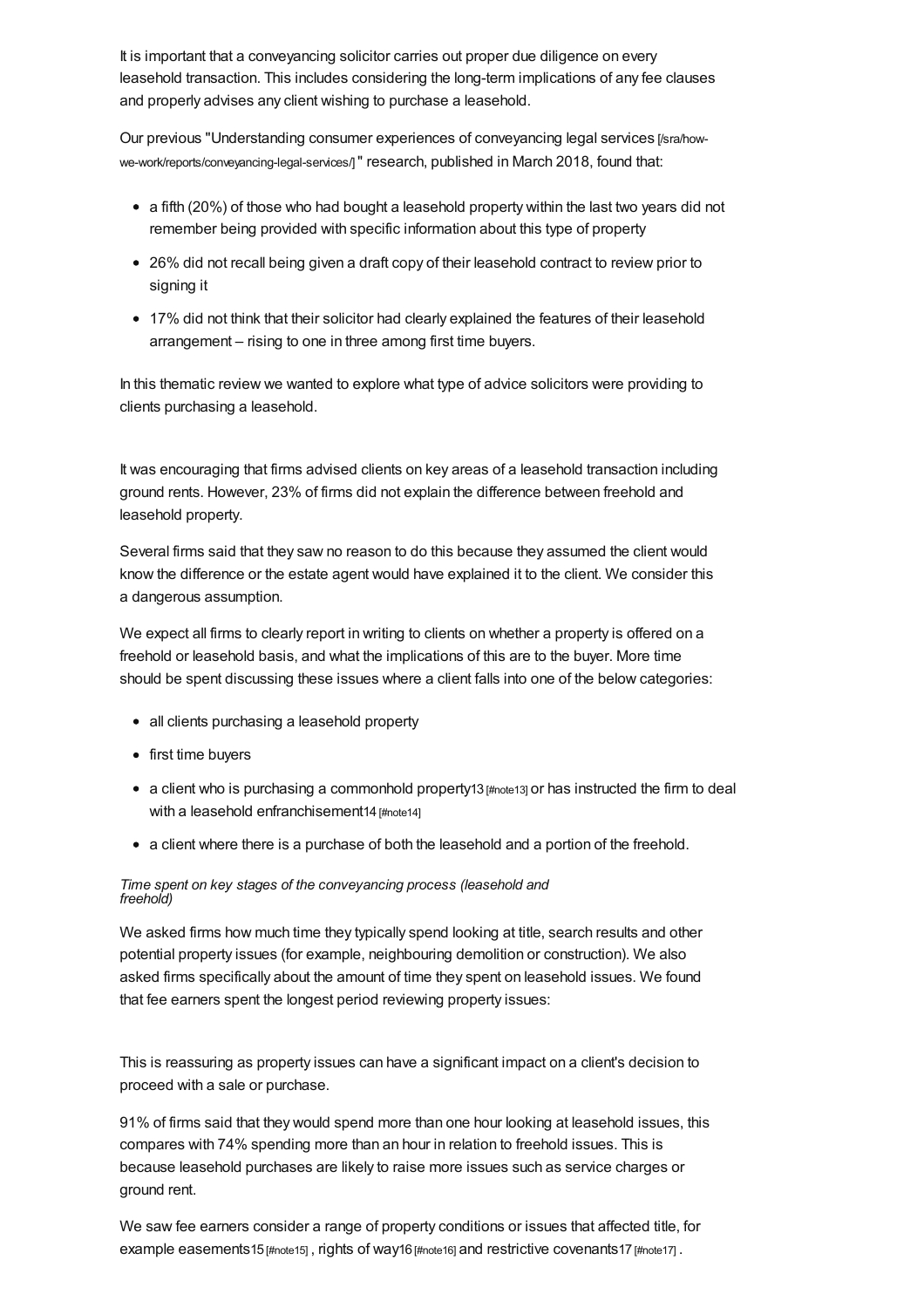It is important that a conveyancing solicitor carries out proper due diligence on every leasehold transaction. This includes considering the long-term implications of any fee clauses and properly advises any client wishing to purchase a leasehold.

Our previous "Understanding consumer experiences of conveyancing legal services [/sra/how-we-work/reports/conveyancing-legal-services/]" research, published in March 2018, found that:

- a fifth (20%) of those who had bought a leasehold property within the last two years did not remember being provided with specific information about this type of property
- 26% did not recall being given a draft copy of their leasehold contract to review prior to signing it
- 17% did not think that their solicitor had clearly explained the features of their leasehold arrangement – rising to one in three among first time buyers.

In this thematic review we wanted to explore what type of advice solicitors were providing to clients purchasing a leasehold.

It was encouraging that firms advised clients on key areas of a leasehold transaction including ground rents. However, 23% of firms did not explain the difference between freehold and leasehold property.

Several firms said that they saw no reason to do this because they assumed the client would know the difference or the estate agent would have explained it to the client. We consider this a dangerous assumption.

We expect all firms to clearly report in writing to clients on whether a property is offered on a freehold or leasehold basis, and what the implications of this are to the buyer. More time should be spent discussing these issues where a client falls into one of the below categories:

- all clients purchasing a leasehold property
- first time buyers
- a client who is purchasing a commonhold property13 [#note13] or has instructed the firm to deal with a leasehold enfranchisement14 [#note14]
- a client where there is a purchase of both the leasehold and a portion of the freehold.

*Time spent on key stages of the conveyancing process (leasehold and freehold)*

We asked firms how much time they typically spend looking at title, search results and other potential property issues (for example, neighbouring demolition or construction). We also asked firms specifically about the amount of time they spent on leasehold issues. We found that fee earners spent the longest period reviewing property issues:

This is reassuring as property issues can have a significant impact on a client's decision to proceed with a sale or purchase.

91% of firms said that they would spend more than one hour looking at leasehold issues, this compares with 74% spending more than an hour in relation to freehold issues. This is because leasehold purchases are likely to raise more issues such as service charges or ground rent.

We saw fee earners consider a range of property conditions or issues that affected title, for example easements15 [#note15] , rights of way16 [#note16] and restrictive covenants17 [#note17] .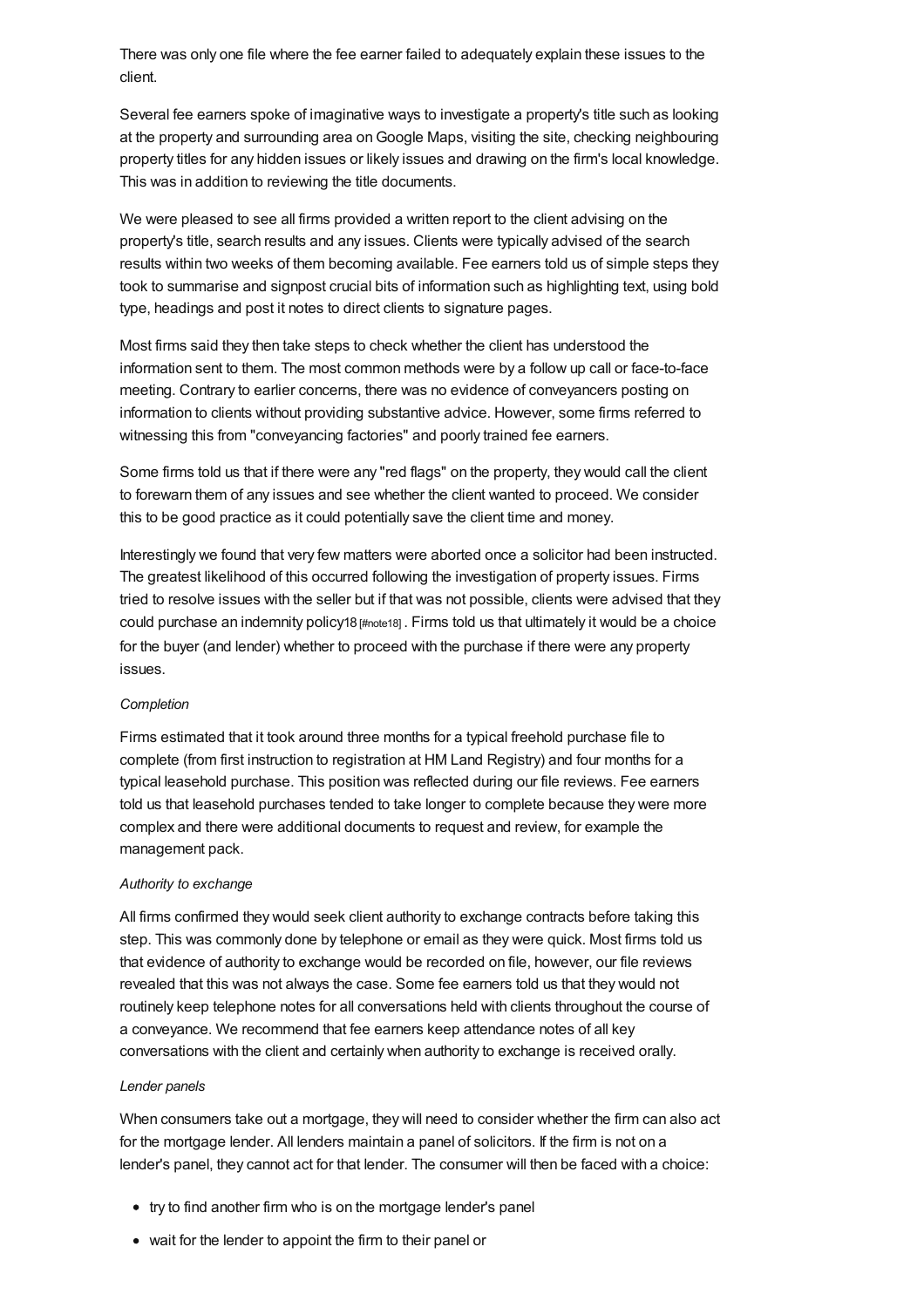There was only one file where the fee earner failed to adequately explain these issues to the client.

Several fee earners spoke of imaginative ways to investigate a property's title such as looking at the property and surrounding area on Google Maps, visiting the site, checking neighbouring property titles for any hidden issues or likely issues and drawing on the firm's local knowledge. This was in addition to reviewing the title documents.

We were pleased to see all firms provided a written report to the client advising on the property's title, search results and any issues. Clients were typically advised of the search results within two weeks of them becoming available. Fee earners told us of simple steps they took to summarise and signpost crucial bits of information such as highlighting text, using bold type, headings and post it notes to direct clients to signature pages.

Most firms said they then take steps to check whether the client has understood the information sent to them. The most common methods were by a follow up call or face-to-face meeting. Contrary to earlier concerns, there was no evidence of conveyancers posting on information to clients without providing substantive advice. However, some firms referred to witnessing this from "conveyancing factories" and poorly trained fee earners.

Some firms told us that if there were any "red flags" on the property, they would call the client to forewarn them of any issues and see whether the client wanted to proceed. We consider this to be good practice as it could potentially save the client time and money.

Interestingly we found that very few matters were aborted once a solicitor had been instructed. The greatest likelihood of this occurred following the investigation of property issues. Firms tried to resolve issues with the seller but if that was not possible, clients were advised that they could purchase an indemnity policy[18] [#note18]. Firms told us that ultimately it would be a choice for the buyer (and lender) whether to proceed with the purchase if there were any property issues.

*Completion*

Firms estimated that it took around three months for a typical freehold purchase file to complete (from first instruction to registration at HM Land Registry) and four months for a typical leasehold purchase. This position was reflected during our file reviews. Fee earners told us that leasehold purchases tended to take longer to complete because they were more complex and there were additional documents to request and review, for example the management pack.

*Authority to exchange*

All firms confirmed they would seek client authority to exchange contracts before taking this step. This was commonly done by telephone or email as they were quick. Most firms told us that evidence of authority to exchange would be recorded on file, however, our file reviews revealed that this was not always the case. Some fee earners told us that they would not routinely keep telephone notes for all conversations held with clients throughout the course of a conveyance. We recommend that fee earners keep attendance notes of all key conversations with the client and certainly when authority to exchange is received orally.

*Lender panels*

When consumers take out a mortgage, they will need to consider whether the firm can also act for the mortgage lender. All lenders maintain a panel of solicitors. If the firm is not on a lender's panel, they cannot act for that lender. The consumer will then be faced with a choice:

- try to find another firm who is on the mortgage lender's panel
- wait for the lender to appoint the firm to their panel or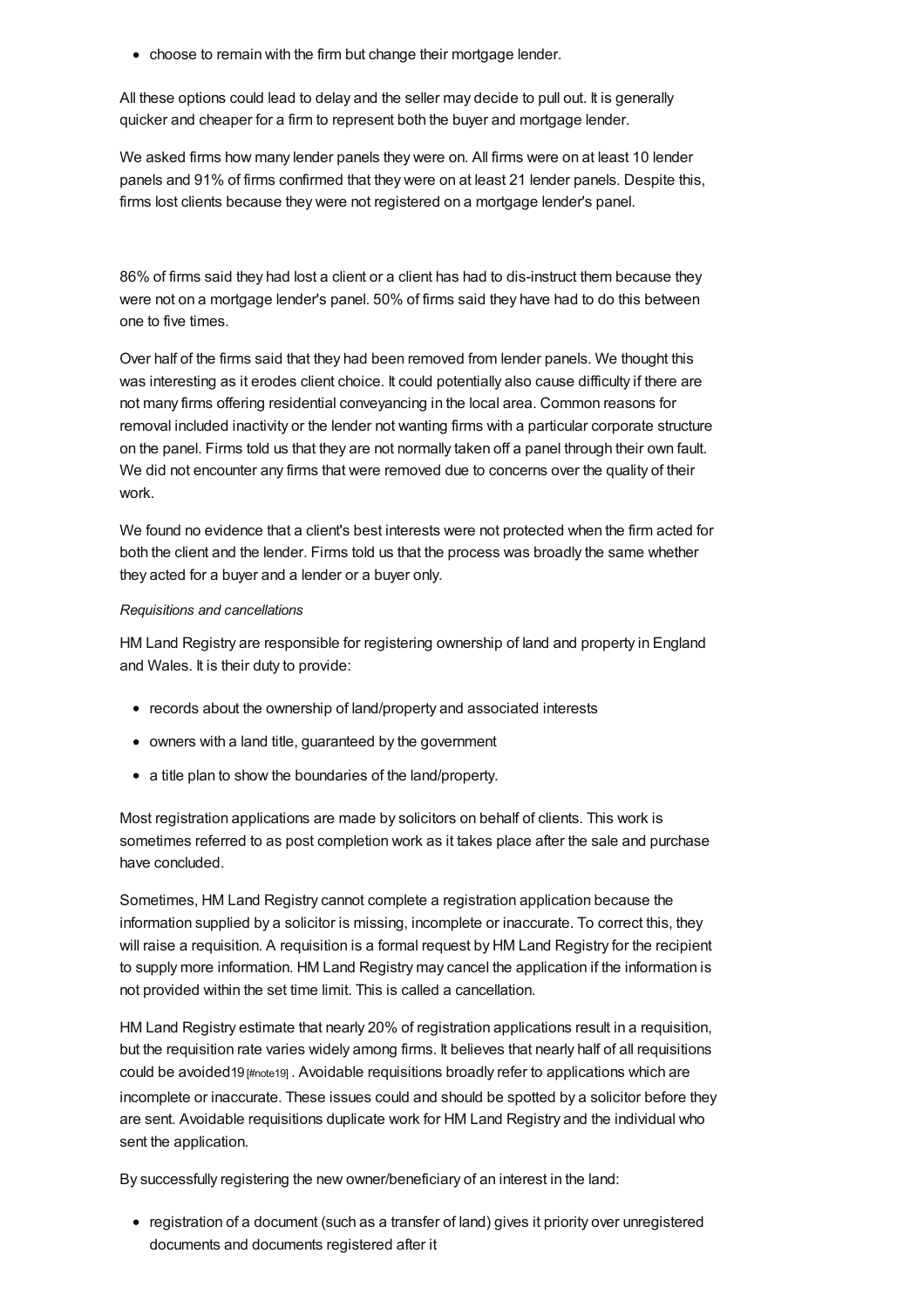- choose to remain with the firm but change their mortgage lender.

All these options could lead to delay and the seller may decide to pull out. It is generally quicker and cheaper for a firm to represent both the buyer and mortgage lender.

We asked firms how many lender panels they were on. All firms were on at least 10 lender panels and 91% of firms confirmed that they were on at least 21 lender panels. Despite this, firms lost clients because they were not registered on a mortgage lender's panel.

86% of firms said they had lost a client or a client has had to dis-instruct them because they were not on a mortgage lender's panel. 50% of firms said they have had to do this between one to five times.

Over half of the firms said that they had been removed from lender panels. We thought this was interesting as it erodes client choice. It could potentially also cause difficulty if there are not many firms offering residential conveyancing in the local area. Common reasons for removal included inactivity or the lender not wanting firms with a particular corporate structure on the panel. Firms told us that they are not normally taken off a panel through their own fault. We did not encounter any firms that were removed due to concerns over the quality of their work.

We found no evidence that a client's best interests were not protected when the firm acted for both the client and the lender. Firms told us that the process was broadly the same whether they acted for a buyer and a lender or a buyer only.

*Requisitions and cancellations*

HM Land Registry are responsible for registering ownership of land and property in England and Wales. It is their duty to provide:

- records about the ownership of land/property and associated interests
- owners with a land title, guaranteed by the government
- a title plan to show the boundaries of the land/property.

Most registration applications are made by solicitors on behalf of clients. This work is sometimes referred to as post completion work as it takes place after the sale and purchase have concluded.

Sometimes, HM Land Registry cannot complete a registration application because the information supplied by a solicitor is missing, incomplete or inaccurate. To correct this, they will raise a requisition. A requisition is a formal request by HM Land Registry for the recipient to supply more information. HM Land Registry may cancel the application if the information is not provided within the set time limit. This is called a cancellation.

HM Land Registry estimate that nearly 20% of registration applications result in a requisition, but the requisition rate varies widely among firms. It believes that nearly half of all requisitions could be avoided[19] [#note19] . Avoidable requisitions broadly refer to applications which are incomplete or inaccurate. These issues could and should be spotted by a solicitor before they are sent. Avoidable requisitions duplicate work for HM Land Registry and the individual who sent the application.

By successfully registering the new owner/beneficiary of an interest in the land:

- registration of a document (such as a transfer of land) gives it priority over unregistered documents and documents registered after it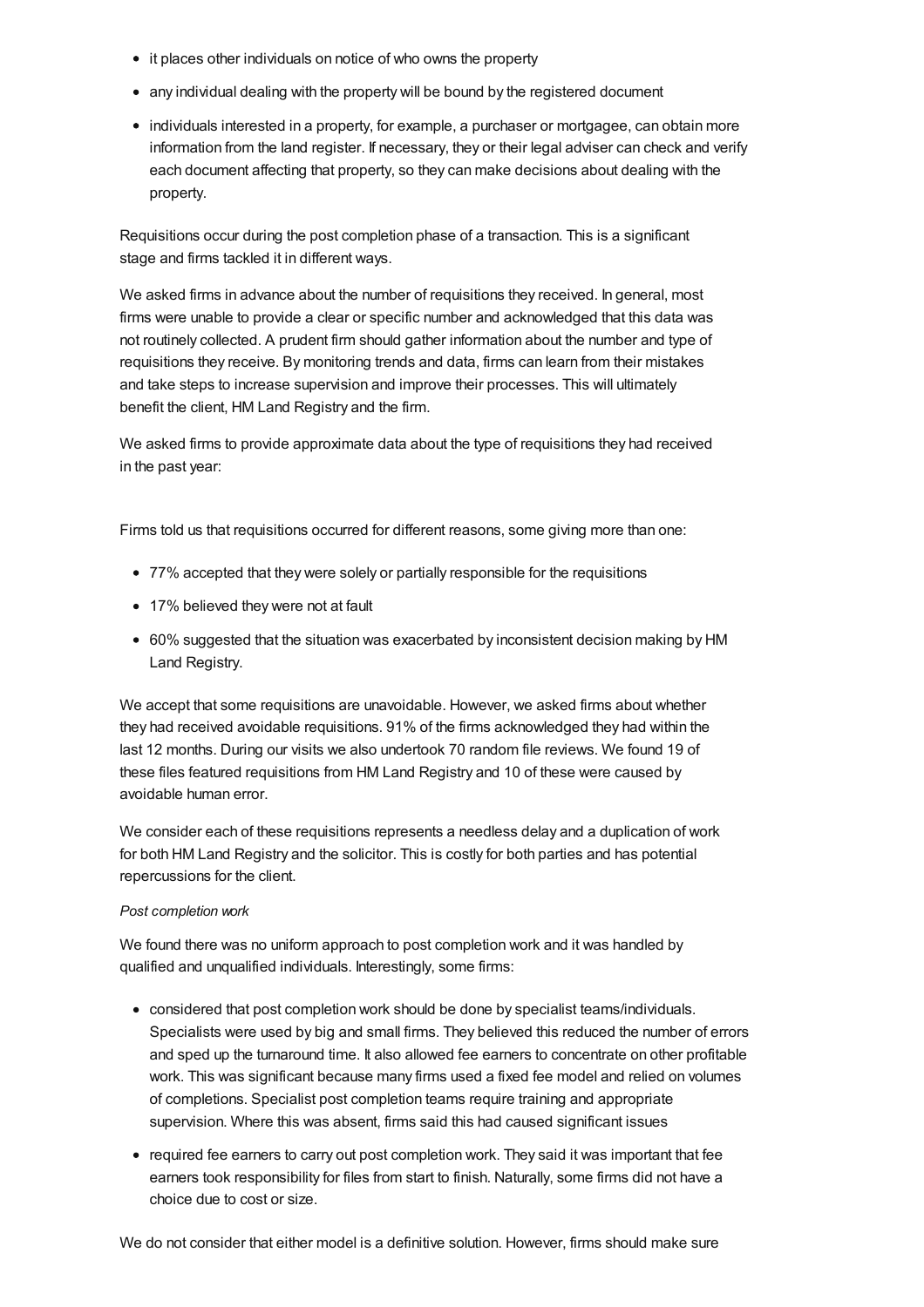- it places other individuals on notice of who owns the property
- any individual dealing with the property will be bound by the registered document
- individuals interested in a property, for example, a purchaser or mortgagee, can obtain more information from the land register. If necessary, they or their legal adviser can check and verify each document affecting that property, so they can make decisions about dealing with the property.

Requisitions occur during the post completion phase of a transaction. This is a significant stage and firms tackled it in different ways.

We asked firms in advance about the number of requisitions they received. In general, most firms were unable to provide a clear or specific number and acknowledged that this data was not routinely collected. A prudent firm should gather information about the number and type of requisitions they receive. By monitoring trends and data, firms can learn from their mistakes and take steps to increase supervision and improve their processes. This will ultimately benefit the client, HM Land Registry and the firm.

We asked firms to provide approximate data about the type of requisitions they had received in the past year:

Firms told us that requisitions occurred for different reasons, some giving more than one:

- 77% accepted that they were solely or partially responsible for the requisitions
- 17% believed they were not at fault
- 60% suggested that the situation was exacerbated by inconsistent decision making by HM Land Registry.

We accept that some requisitions are unavoidable. However, we asked firms about whether they had received avoidable requisitions. 91% of the firms acknowledged they had within the last 12 months. During our visits we also undertook 70 random file reviews. We found 19 of these files featured requisitions from HM Land Registry and 10 of these were caused by avoidable human error.

We consider each of these requisitions represents a needless delay and a duplication of work for both HM Land Registry and the solicitor. This is costly for both parties and has potential repercussions for the client.

*Post completion work*

We found there was no uniform approach to post completion work and it was handled by qualified and unqualified individuals. Interestingly, some firms:

- considered that post completion work should be done by specialist teams/individuals. Specialists were used by big and small firms. They believed this reduced the number of errors and sped up the turnaround time. It also allowed fee earners to concentrate on other profitable work. This was significant because many firms used a fixed fee model and relied on volumes of completions. Specialist post completion teams require training and appropriate supervision. Where this was absent, firms said this had caused significant issues
- required fee earners to carry out post completion work. They said it was important that fee earners took responsibility for files from start to finish. Naturally, some firms did not have a choice due to cost or size.

We do not consider that either model is a definitive solution. However, firms should make sure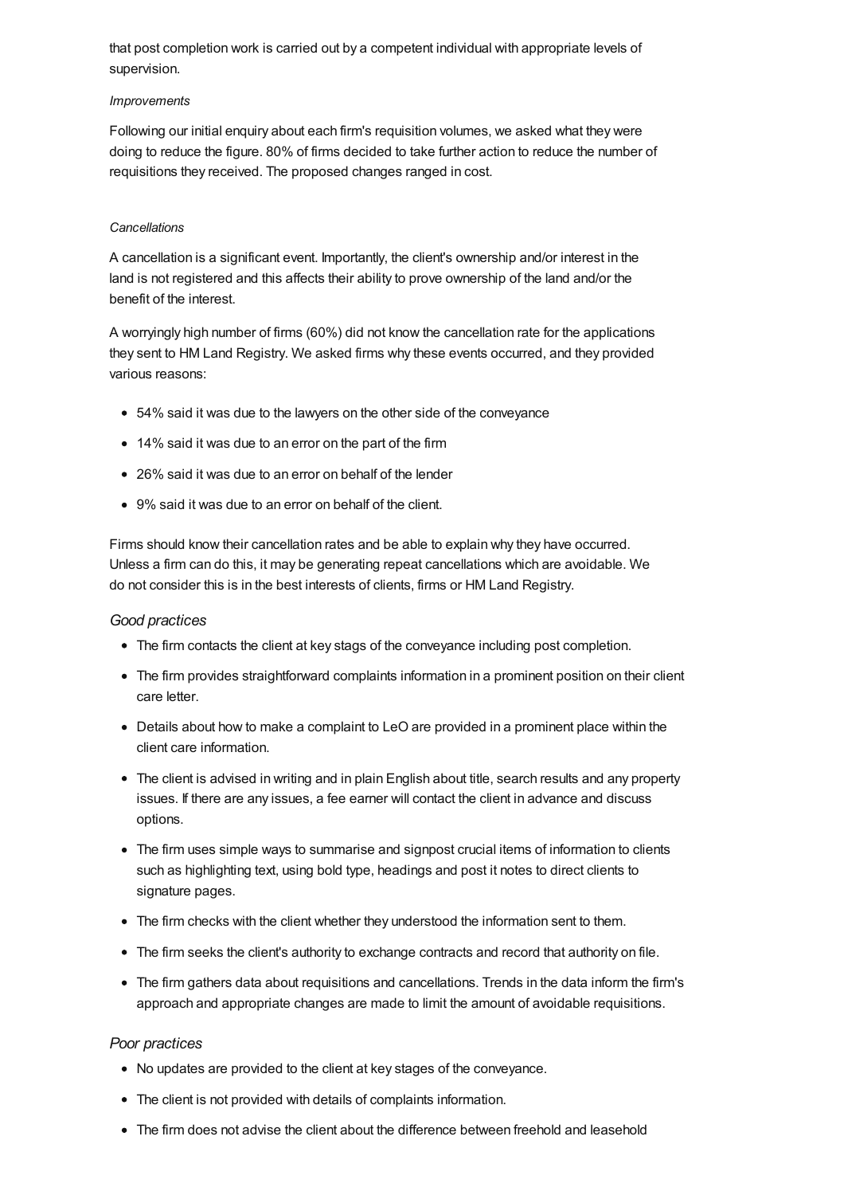that post completion work is carried out by a competent individual with appropriate levels of supervision.

*Improvements*

Following our initial enquiry about each firm's requisition volumes, we asked what they were doing to reduce the figure. 80% of firms decided to take further action to reduce the number of requisitions they received. The proposed changes ranged in cost.

*Cancellations*

A cancellation is a significant event. Importantly, the client's ownership and/or interest in the land is not registered and this affects their ability to prove ownership of the land and/or the benefit of the interest.

A worryingly high number of firms (60%) did not know the cancellation rate for the applications they sent to HM Land Registry. We asked firms why these events occurred, and they provided various reasons:

- 54% said it was due to the lawyers on the other side of the conveyance
- 14% said it was due to an error on the part of the firm
- 26% said it was due to an error on behalf of the lender
- 9% said it was due to an error on behalf of the client.

Firms should know their cancellation rates and be able to explain why they have occurred. Unless a firm can do this, it may be generating repeat cancellations which are avoidable. We do not consider this is in the best interests of clients, firms or HM Land Registry.

### *Good practices*

- The firm contacts the client at key stags of the conveyance including post completion.
- The firm provides straightforward complaints information in a prominent position on their client care letter.
- Details about how to make a complaint to LeO are provided in a prominent place within the client care information.
- The client is advised in writing and in plain English about title, search results and any property issues. If there are any issues, a fee earner will contact the client in advance and discuss options.
- The firm uses simple ways to summarise and signpost crucial items of information to clients such as highlighting text, using bold type, headings and post it notes to direct clients to signature pages.
- The firm checks with the client whether they understood the information sent to them.
- The firm seeks the client's authority to exchange contracts and record that authority on file.
- The firm gathers data about requisitions and cancellations. Trends in the data inform the firm's approach and appropriate changes are made to limit the amount of avoidable requisitions.

### *Poor practices*

- No updates are provided to the client at key stages of the conveyance.
- The client is not provided with details of complaints information.
- The firm does not advise the client about the difference between freehold and leasehold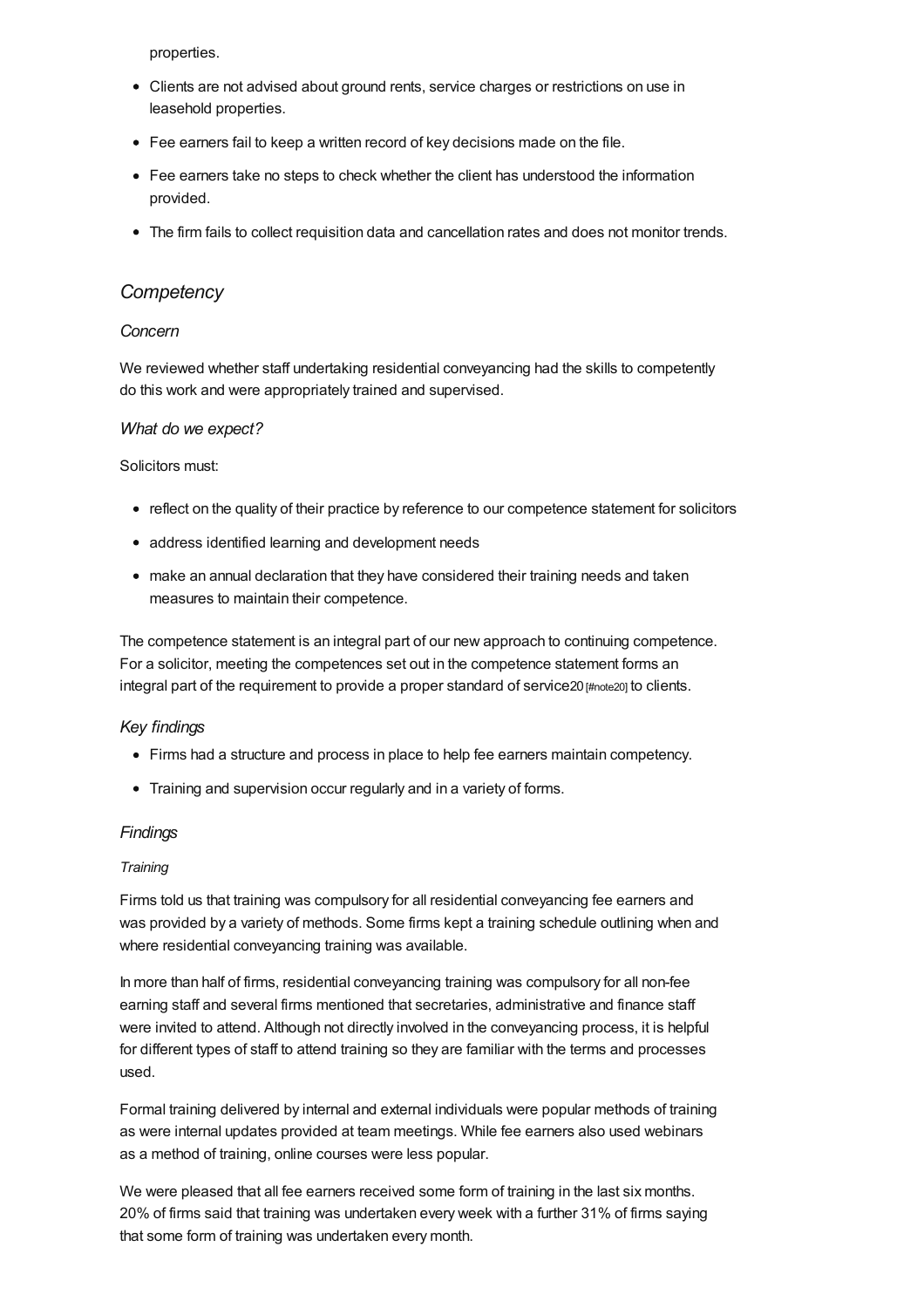properties.

- Clients are not advised about ground rents, service charges or restrictions on use in leasehold properties.
- Fee earners fail to keep a written record of key decisions made on the file.
- Fee earners take no steps to check whether the client has understood the information provided.
- The firm fails to collect requisition data and cancellation rates and does not monitor trends.

## *Competency*

### *Concern*

We reviewed whether staff undertaking residential conveyancing had the skills to competently do this work and were appropriately trained and supervised.

### *What do we expect?*

Solicitors must:

- reflect on the quality of their practice by reference to our competence statement for solicitors
- address identified learning and development needs
- make an annual declaration that they have considered their training needs and taken measures to maintain their competence.

The competence statement is an integral part of our new approach to continuing competence. For a solicitor, meeting the competences set out in the competence statement forms an integral part of the requirement to provide a proper standard of service[20] [#note20] to clients.

### *Key findings*

- Firms had a structure and process in place to help fee earners maintain competency.
- Training and supervision occur regularly and in a variety of forms.

### *Findings*

#### *Training*

Firms told us that training was compulsory for all residential conveyancing fee earners and was provided by a variety of methods. Some firms kept a training schedule outlining when and where residential conveyancing training was available.

In more than half of firms, residential conveyancing training was compulsory for all non-fee earning staff and several firms mentioned that secretaries, administrative and finance staff were invited to attend. Although not directly involved in the conveyancing process, it is helpful for different types of staff to attend training so they are familiar with the terms and processes used.

Formal training delivered by internal and external individuals were popular methods of training as were internal updates provided at team meetings. While fee earners also used webinars as a method of training, online courses were less popular.

We were pleased that all fee earners received some form of training in the last six months. 20% of firms said that training was undertaken every week with a further 31% of firms saying that some form of training was undertaken every month.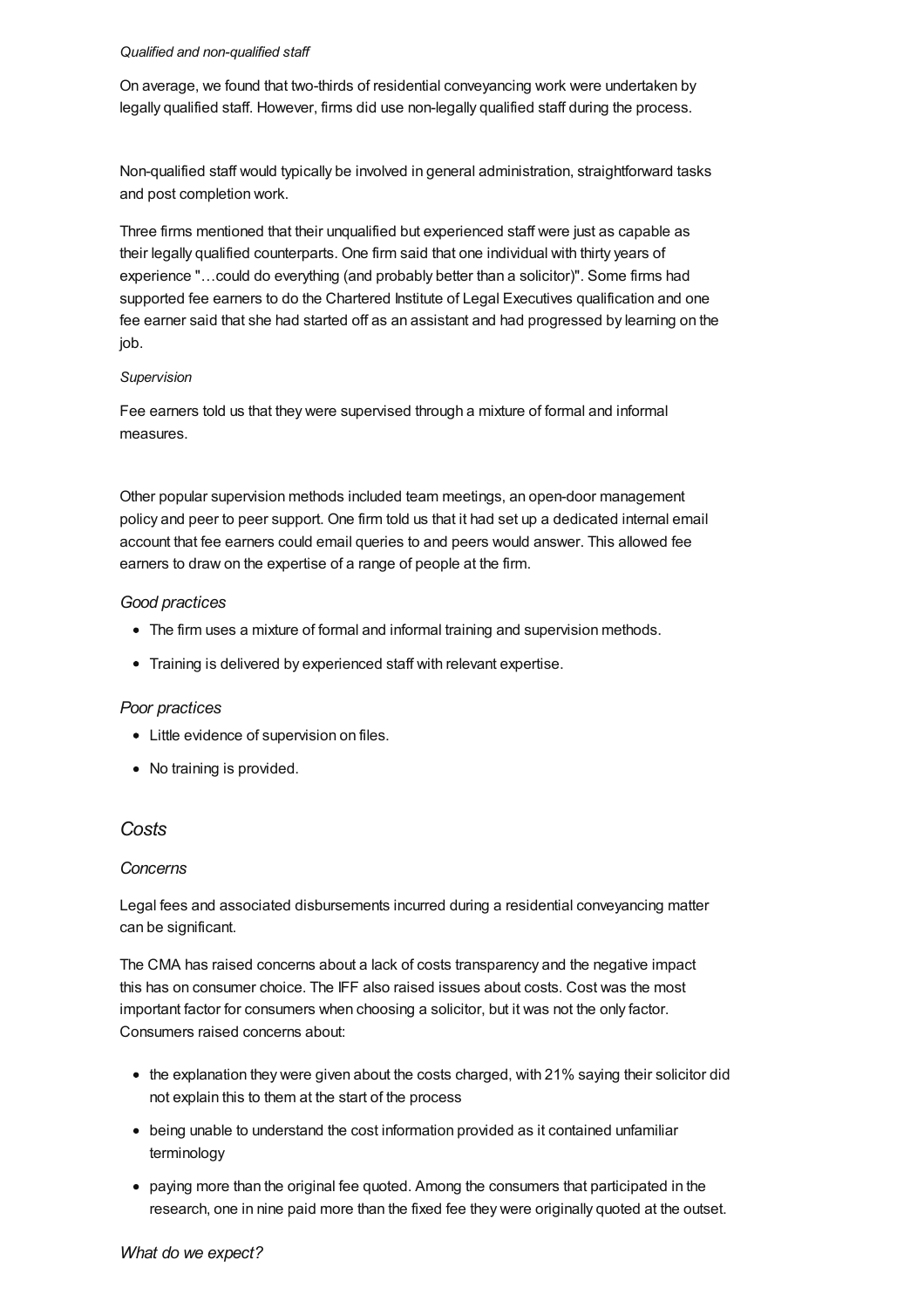*Qualified and non-qualified staff*

On average, we found that two-thirds of residential conveyancing work were undertaken by legally qualified staff. However, firms did use non-legally qualified staff during the process.

Non-qualified staff would typically be involved in general administration, straightforward tasks and post completion work.

Three firms mentioned that their unqualified but experienced staff were just as capable as their legally qualified counterparts. One firm said that one individual with thirty years of experience "…could do everything (and probably better than a solicitor)". Some firms had supported fee earners to do the Chartered Institute of Legal Executives qualification and one fee earner said that she had started off as an assistant and had progressed by learning on the job.

*Supervision*

Fee earners told us that they were supervised through a mixture of formal and informal measures.

Other popular supervision methods included team meetings, an open-door management policy and peer to peer support. One firm told us that it had set up a dedicated internal email account that fee earners could email queries to and peers would answer. This allowed fee earners to draw on the expertise of a range of people at the firm.

### *Good practices*

- The firm uses a mixture of formal and informal training and supervision methods.
- Training is delivered by experienced staff with relevant expertise.

### *Poor practices*

- Little evidence of supervision on files.
- No training is provided.

## *Costs*

### *Concerns*

Legal fees and associated disbursements incurred during a residential conveyancing matter can be significant.

The CMA has raised concerns about a lack of costs transparency and the negative impact this has on consumer choice. The IFF also raised issues about costs. Cost was the most important factor for consumers when choosing a solicitor, but it was not the only factor. Consumers raised concerns about:

- the explanation they were given about the costs charged, with 21% saying their solicitor did not explain this to them at the start of the process
- being unable to understand the cost information provided as it contained unfamiliar terminology
- paying more than the original fee quoted. Among the consumers that participated in the research, one in nine paid more than the fixed fee they were originally quoted at the outset.

### *What do we expect?*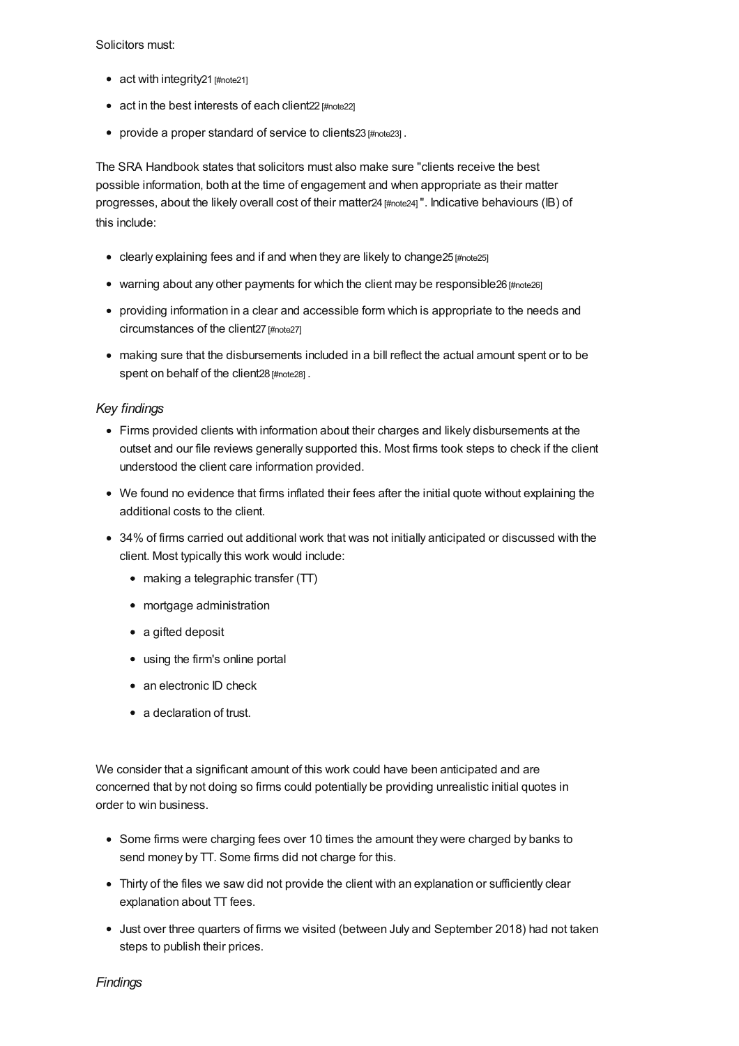Solicitors must:

- act with integrity[21] [#note21]
- act in the best interests of each client[22] [#note22]
- provide a proper standard of service to clients[23] [#note23] .

The SRA Handbook states that solicitors must also make sure "clients receive the best possible information, both at the time of engagement and when appropriate as their matter progresses, about the likely overall cost of their matter[24] [#note24] ". Indicative behaviours (IB) of this include:

- clearly explaining fees and if and when they are likely to change[25] [#note25]
- warning about any other payments for which the client may be responsible[26] [#note26]
- providing information in a clear and accessible form which is appropriate to the needs and circumstances of the client[27] [#note27]
- making sure that the disbursements included in a bill reflect the actual amount spent or to be spent on behalf of the client[28] [#note28] .

*Key findings*

- Firms provided clients with information about their charges and likely disbursements at the outset and our file reviews generally supported this. Most firms took steps to check if the client understood the client care information provided.
- We found no evidence that firms inflated their fees after the initial quote without explaining the additional costs to the client.
- 34% of firms carried out additional work that was not initially anticipated or discussed with the client. Most typically this work would include:
  - making a telegraphic transfer (TT)
  - mortgage administration
  - a gifted deposit
  - using the firm's online portal
  - an electronic ID check
  - a declaration of trust.

We consider that a significant amount of this work could have been anticipated and are concerned that by not doing so firms could potentially be providing unrealistic initial quotes in order to win business.

- Some firms were charging fees over 10 times the amount they were charged by banks to send money by TT. Some firms did not charge for this.
- Thirty of the files we saw did not provide the client with an explanation or sufficiently clear explanation about TT fees.
- Just over three quarters of firms we visited (between July and September 2018) had not taken steps to publish their prices.

*Findings*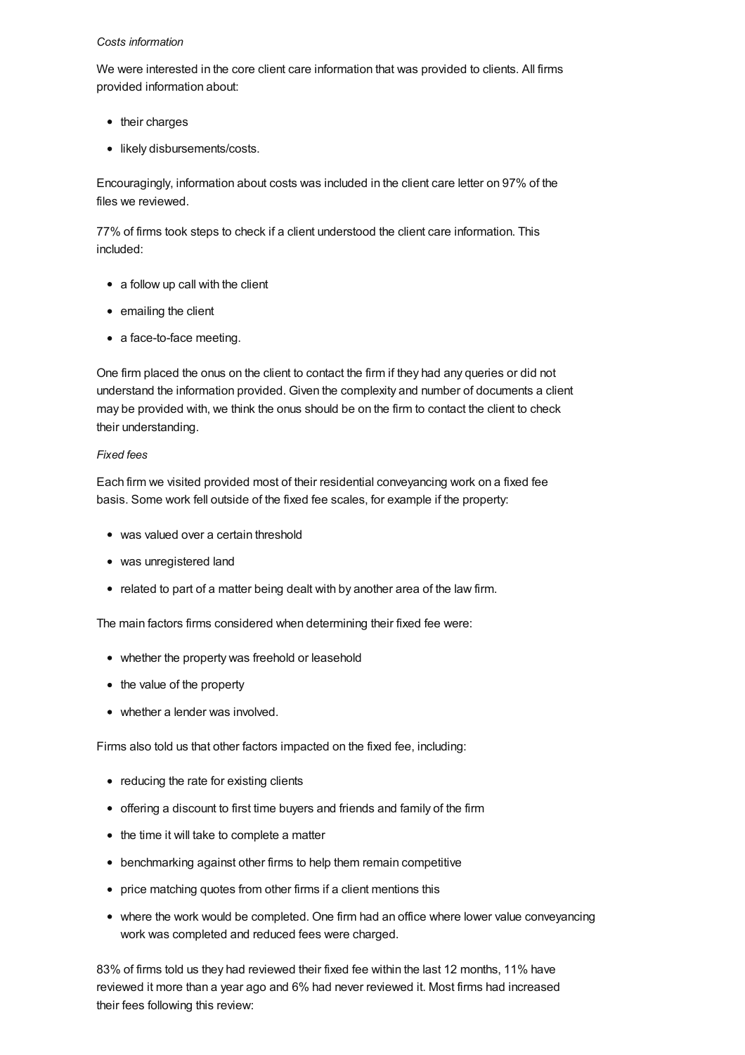*Costs information*

We were interested in the core client care information that was provided to clients. All firms provided information about:

- their charges
- likely disbursements/costs.

Encouragingly, information about costs was included in the client care letter on 97% of the files we reviewed.

77% of firms took steps to check if a client understood the client care information. This included:

- a follow up call with the client
- emailing the client
- a face-to-face meeting.

One firm placed the onus on the client to contact the firm if they had any queries or did not understand the information provided. Given the complexity and number of documents a client may be provided with, we think the onus should be on the firm to contact the client to check their understanding.

*Fixed fees*

Each firm we visited provided most of their residential conveyancing work on a fixed fee basis. Some work fell outside of the fixed fee scales, for example if the property:

- was valued over a certain threshold
- was unregistered land
- related to part of a matter being dealt with by another area of the law firm.

The main factors firms considered when determining their fixed fee were:

- whether the property was freehold or leasehold
- the value of the property
- whether a lender was involved.

Firms also told us that other factors impacted on the fixed fee, including:

- reducing the rate for existing clients
- offering a discount to first time buyers and friends and family of the firm
- the time it will take to complete a matter
- benchmarking against other firms to help them remain competitive
- price matching quotes from other firms if a client mentions this
- where the work would be completed. One firm had an office where lower value conveyancing work was completed and reduced fees were charged.

83% of firms told us they had reviewed their fixed fee within the last 12 months, 11% have reviewed it more than a year ago and 6% had never reviewed it. Most firms had increased their fees following this review: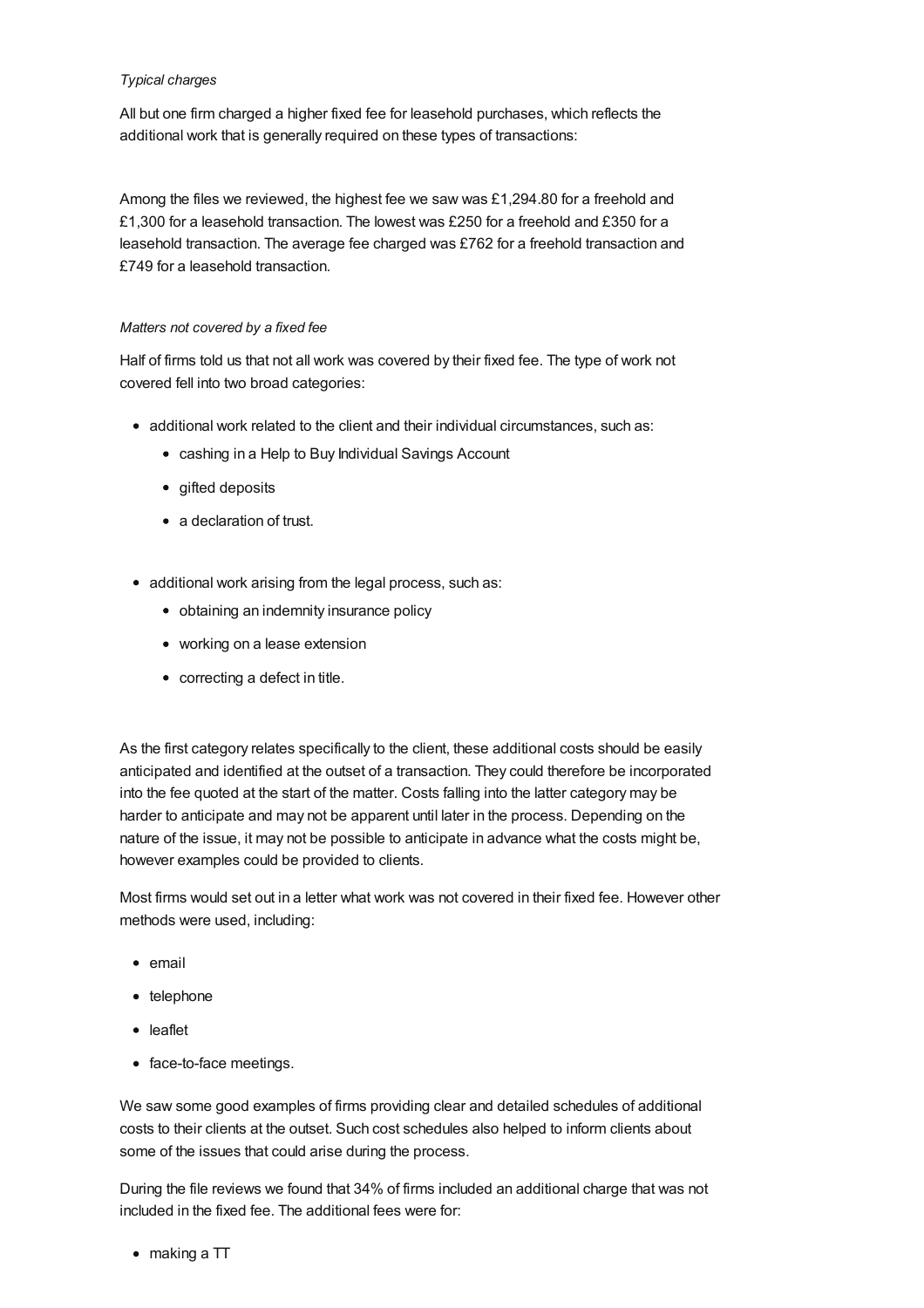*Typical charges*

All but one firm charged a higher fixed fee for leasehold purchases, which reflects the additional work that is generally required on these types of transactions:

Among the files we reviewed, the highest fee we saw was £1,294.80 for a freehold and £1,300 for a leasehold transaction. The lowest was £250 for a freehold and £350 for a leasehold transaction. The average fee charged was £762 for a freehold transaction and £749 for a leasehold transaction.

*Matters not covered by a fixed fee*

Half of firms told us that not all work was covered by their fixed fee. The type of work not covered fell into two broad categories:

- additional work related to the client and their individual circumstances, such as:
  - cashing in a Help to Buy Individual Savings Account
  - gifted deposits
  - a declaration of trust.
- additional work arising from the legal process, such as:
  - obtaining an indemnity insurance policy
  - working on a lease extension
  - correcting a defect in title.

As the first category relates specifically to the client, these additional costs should be easily anticipated and identified at the outset of a transaction. They could therefore be incorporated into the fee quoted at the start of the matter. Costs falling into the latter category may be harder to anticipate and may not be apparent until later in the process. Depending on the nature of the issue, it may not be possible to anticipate in advance what the costs might be, however examples could be provided to clients.

Most firms would set out in a letter what work was not covered in their fixed fee. However other methods were used, including:

- email
- telephone
- leaflet
- face-to-face meetings.

We saw some good examples of firms providing clear and detailed schedules of additional costs to their clients at the outset. Such cost schedules also helped to inform clients about some of the issues that could arise during the process.

During the file reviews we found that 34% of firms included an additional charge that was not included in the fixed fee. The additional fees were for:

- making a TT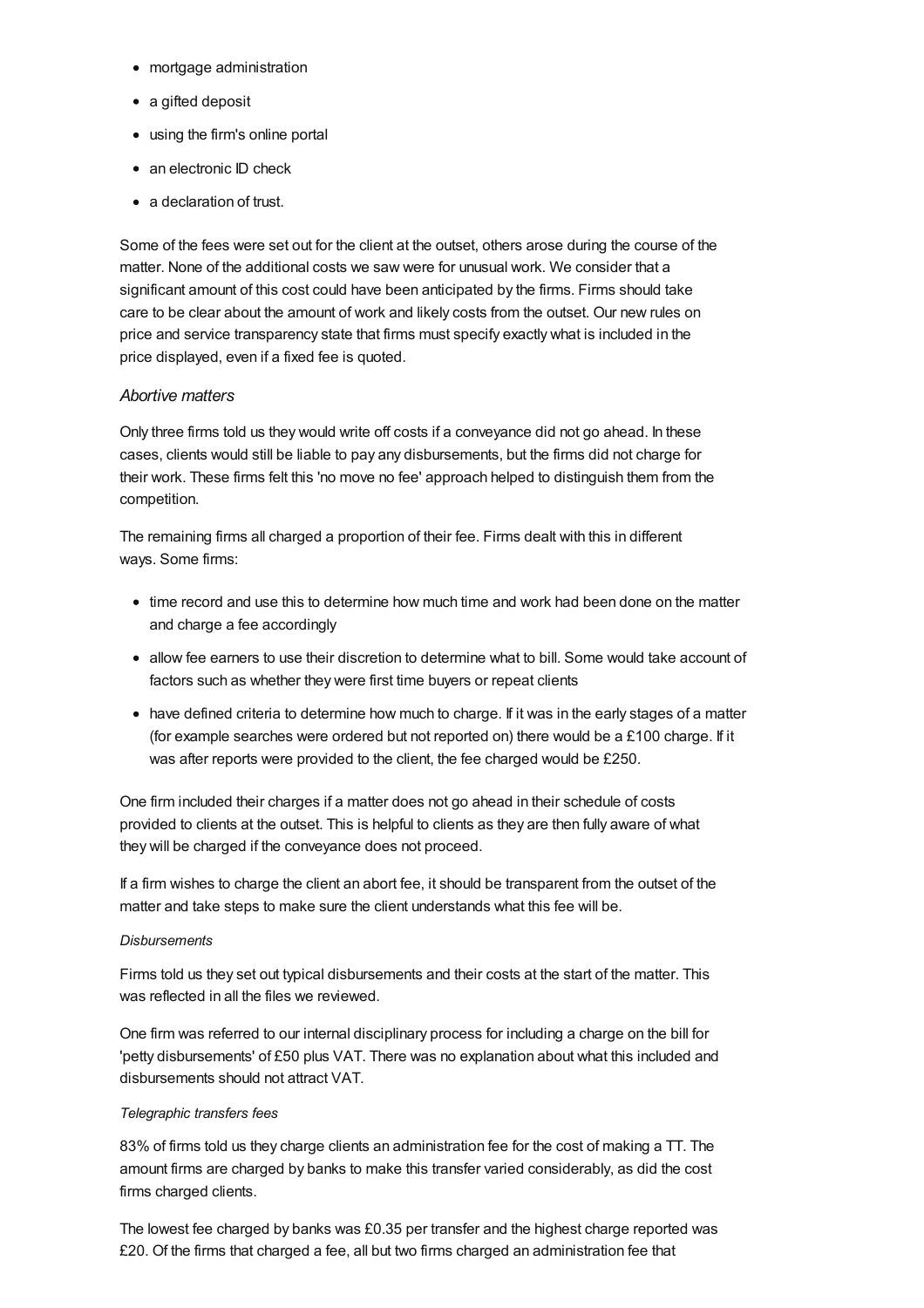- mortgage administration
- a gifted deposit
- using the firm's online portal
- an electronic ID check
- a declaration of trust.

Some of the fees were set out for the client at the outset, others arose during the course of the matter. None of the additional costs we saw were for unusual work. We consider that a significant amount of this cost could have been anticipated by the firms. Firms should take care to be clear about the amount of work and likely costs from the outset. Our new rules on price and service transparency state that firms must specify exactly what is included in the price displayed, even if a fixed fee is quoted.

### *Abortive matters*

Only three firms told us they would write off costs if a conveyance did not go ahead. In these cases, clients would still be liable to pay any disbursements, but the firms did not charge for their work. These firms felt this 'no move no fee' approach helped to distinguish them from the competition.

The remaining firms all charged a proportion of their fee. Firms dealt with this in different ways. Some firms:

- time record and use this to determine how much time and work had been done on the matter and charge a fee accordingly
- allow fee earners to use their discretion to determine what to bill. Some would take account of factors such as whether they were first time buyers or repeat clients
- have defined criteria to determine how much to charge. If it was in the early stages of a matter (for example searches were ordered but not reported on) there would be a £100 charge. If it was after reports were provided to the client, the fee charged would be £250.

One firm included their charges if a matter does not go ahead in their schedule of costs provided to clients at the outset. This is helpful to clients as they are then fully aware of what they will be charged if the conveyance does not proceed.

If a firm wishes to charge the client an abort fee, it should be transparent from the outset of the matter and take steps to make sure the client understands what this fee will be.

#### *Disbursements*

Firms told us they set out typical disbursements and their costs at the start of the matter. This was reflected in all the files we reviewed.

One firm was referred to our internal disciplinary process for including a charge on the bill for 'petty disbursements' of £50 plus VAT. There was no explanation about what this included and disbursements should not attract VAT.

#### *Telegraphic transfers fees*

83% of firms told us they charge clients an administration fee for the cost of making a TT. The amount firms are charged by banks to make this transfer varied considerably, as did the cost firms charged clients.

The lowest fee charged by banks was £0.35 per transfer and the highest charge reported was £20. Of the firms that charged a fee, all but two firms charged an administration fee that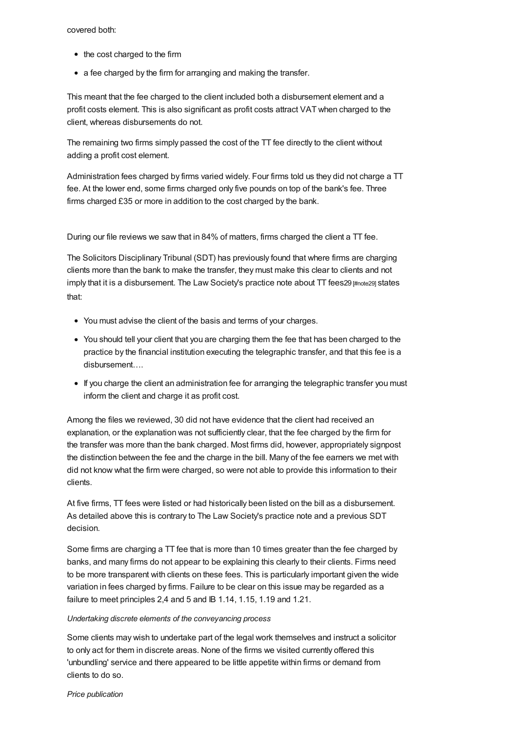covered both:

- the cost charged to the firm
- a fee charged by the firm for arranging and making the transfer.

This meant that the fee charged to the client included both a disbursement element and a profit costs element. This is also significant as profit costs attract VAT when charged to the client, whereas disbursements do not.

The remaining two firms simply passed the cost of the TT fee directly to the client without adding a profit cost element.

Administration fees charged by firms varied widely. Four firms told us they did not charge a TT fee. At the lower end, some firms charged only five pounds on top of the bank's fee. Three firms charged £35 or more in addition to the cost charged by the bank.

During our file reviews we saw that in 84% of matters, firms charged the client a TT fee.

The Solicitors Disciplinary Tribunal (SDT) has previously found that where firms are charging clients more than the bank to make the transfer, they must make this clear to clients and not imply that it is a disbursement. The Law Society's practice note about TT fees29 [#note29] states that:

- You must advise the client of the basis and terms of your charges.
- You should tell your client that you are charging them the fee that has been charged to the practice by the financial institution executing the telegraphic transfer, and that this fee is a disbursement….
- If you charge the client an administration fee for arranging the telegraphic transfer you must inform the client and charge it as profit cost.

Among the files we reviewed, 30 did not have evidence that the client had received an explanation, or the explanation was not sufficiently clear, that the fee charged by the firm for the transfer was more than the bank charged. Most firms did, however, appropriately signpost the distinction between the fee and the charge in the bill. Many of the fee earners we met with did not know what the firm were charged, so were not able to provide this information to their clients.

At five firms, TT fees were listed or had historically been listed on the bill as a disbursement. As detailed above this is contrary to The Law Society's practice note and a previous SDT decision.

Some firms are charging a TT fee that is more than 10 times greater than the fee charged by banks, and many firms do not appear to be explaining this clearly to their clients. Firms need to be more transparent with clients on these fees. This is particularly important given the wide variation in fees charged by firms. Failure to be clear on this issue may be regarded as a failure to meet principles 2,4 and 5 and IB 1.14, 1.15, 1.19 and 1.21.

*Undertaking discrete elements of the conveyancing process*

Some clients may wish to undertake part of the legal work themselves and instruct a solicitor to only act for them in discrete areas. None of the firms we visited currently offered this 'unbundling' service and there appeared to be little appetite within firms or demand from clients to do so.

*Price publication*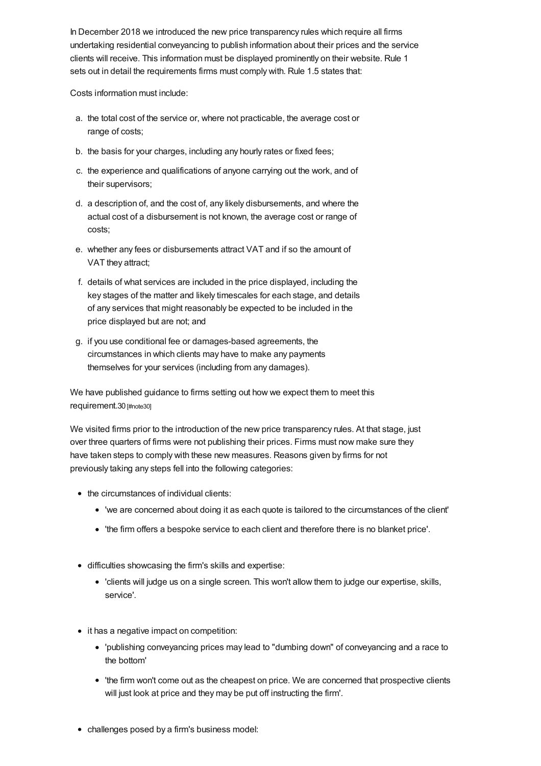In December 2018 we introduced the new price transparency rules which require all firms undertaking residential conveyancing to publish information about their prices and the service clients will receive. This information must be displayed prominently on their website. Rule 1 sets out in detail the requirements firms must comply with. Rule 1.5 states that:

Costs information must include:

a. the total cost of the service or, where not practicable, the average cost or range of costs;
b. the basis for your charges, including any hourly rates or fixed fees;
c. the experience and qualifications of anyone carrying out the work, and of their supervisors;
d. a description of, and the cost of, any likely disbursements, and where the actual cost of a disbursement is not known, the average cost or range of costs;
e. whether any fees or disbursements attract VAT and if so the amount of VAT they attract;
f. details of what services are included in the price displayed, including the key stages of the matter and likely timescales for each stage, and details of any services that might reasonably be expected to be included in the price displayed but are not; and
g. if you use conditional fee or damages-based agreements, the circumstances in which clients may have to make any payments themselves for your services (including from any damages).

We have published guidance to firms setting out how we expect them to meet this requirement.30 [#note30]

We visited firms prior to the introduction of the new price transparency rules. At that stage, just over three quarters of firms were not publishing their prices. Firms must now make sure they have taken steps to comply with these new measures. Reasons given by firms for not previously taking any steps fell into the following categories:

- the circumstances of individual clients:
  - 'we are concerned about doing it as each quote is tailored to the circumstances of the client'
  - 'the firm offers a bespoke service to each client and therefore there is no blanket price'.
- difficulties showcasing the firm's skills and expertise:
  - 'clients will judge us on a single screen. This won't allow them to judge our expertise, skills, service'.
- it has a negative impact on competition:
  - 'publishing conveyancing prices may lead to "dumbing down" of conveyancing and a race to the bottom'
  - 'the firm won't come out as the cheapest on price. We are concerned that prospective clients will just look at price and they may be put off instructing the firm'.
- challenges posed by a firm's business model: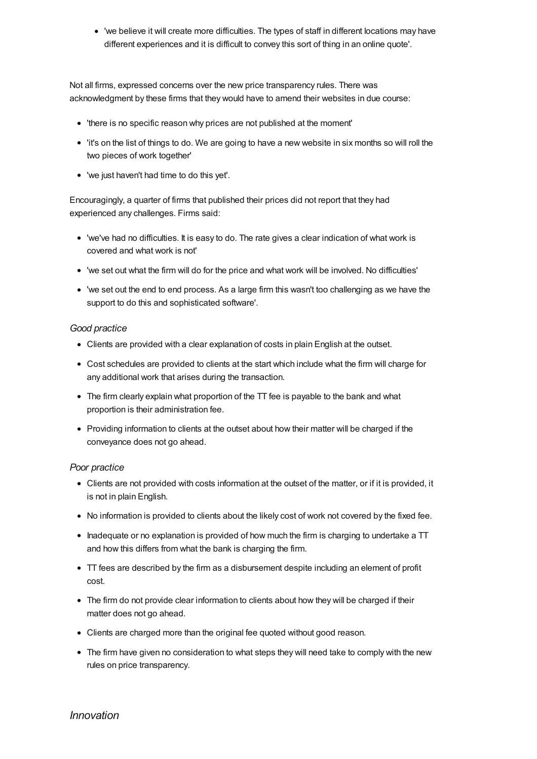- 'we believe it will create more difficulties. The types of staff in different locations may have different experiences and it is difficult to convey this sort of thing in an online quote'.

Not all firms, expressed concerns over the new price transparency rules. There was acknowledgment by these firms that they would have to amend their websites in due course:

- 'there is no specific reason why prices are not published at the moment'
- 'it's on the list of things to do. We are going to have a new website in six months so will roll the two pieces of work together'
- 'we just haven't had time to do this yet'.

Encouragingly, a quarter of firms that published their prices did not report that they had experienced any challenges. Firms said:

- 'we've had no difficulties. It is easy to do. The rate gives a clear indication of what work is covered and what work is not'
- 'we set out what the firm will do for the price and what work will be involved. No difficulties'
- 'we set out the end to end process. As a large firm this wasn't too challenging as we have the support to do this and sophisticated software'.

*Good practice*

- Clients are provided with a clear explanation of costs in plain English at the outset.
- Cost schedules are provided to clients at the start which include what the firm will charge for any additional work that arises during the transaction.
- The firm clearly explain what proportion of the TT fee is payable to the bank and what proportion is their administration fee.
- Providing information to clients at the outset about how their matter will be charged if the conveyance does not go ahead.

*Poor practice*

- Clients are not provided with costs information at the outset of the matter, or if it is provided, it is not in plain English.
- No information is provided to clients about the likely cost of work not covered by the fixed fee.
- Inadequate or no explanation is provided of how much the firm is charging to undertake a TT and how this differs from what the bank is charging the firm.
- TT fees are described by the firm as a disbursement despite including an element of profit cost.
- The firm do not provide clear information to clients about how they will be charged if their matter does not go ahead.
- Clients are charged more than the original fee quoted without good reason.
- The firm have given no consideration to what steps they will need take to comply with the new rules on price transparency.

## *Innovation*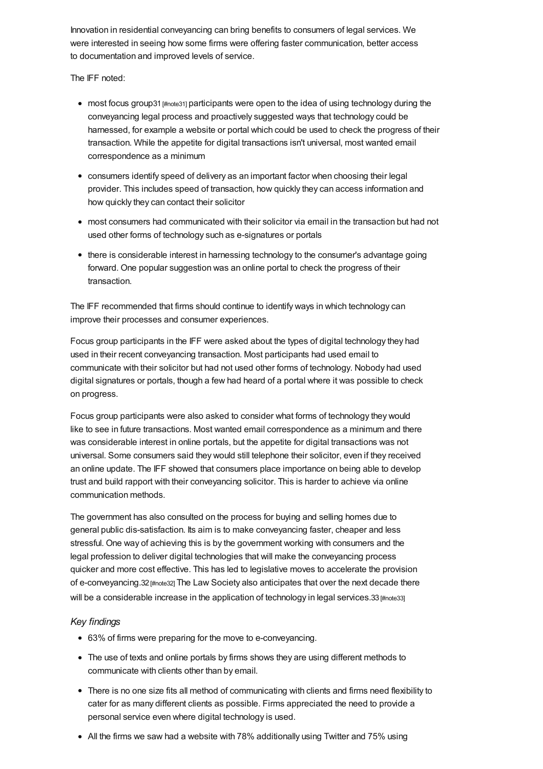Innovation in residential conveyancing can bring benefits to consumers of legal services. We were interested in seeing how some firms were offering faster communication, better access to documentation and improved levels of service.

The IFF noted:

- most focus group[31] [#note31] participants were open to the idea of using technology during the conveyancing legal process and proactively suggested ways that technology could be harnessed, for example a website or portal which could be used to check the progress of their transaction. While the appetite for digital transactions isn't universal, most wanted email correspondence as a minimum
- consumers identify speed of delivery as an important factor when choosing their legal provider. This includes speed of transaction, how quickly they can access information and how quickly they can contact their solicitor
- most consumers had communicated with their solicitor via email in the transaction but had not used other forms of technology such as e-signatures or portals
- there is considerable interest in harnessing technology to the consumer's advantage going forward. One popular suggestion was an online portal to check the progress of their transaction.

The IFF recommended that firms should continue to identify ways in which technology can improve their processes and consumer experiences.

Focus group participants in the IFF were asked about the types of digital technology they had used in their recent conveyancing transaction. Most participants had used email to communicate with their solicitor but had not used other forms of technology. Nobody had used digital signatures or portals, though a few had heard of a portal where it was possible to check on progress.

Focus group participants were also asked to consider what forms of technology they would like to see in future transactions. Most wanted email correspondence as a minimum and there was considerable interest in online portals, but the appetite for digital transactions was not universal. Some consumers said they would still telephone their solicitor, even if they received an online update. The IFF showed that consumers place importance on being able to develop trust and build rapport with their conveyancing solicitor. This is harder to achieve via online communication methods.

The government has also consulted on the process for buying and selling homes due to general public dis-satisfaction. Its aim is to make conveyancing faster, cheaper and less stressful. One way of achieving this is by the government working with consumers and the legal profession to deliver digital technologies that will make the conveyancing process quicker and more cost effective. This has led to legislative moves to accelerate the provision of e-conveyancing.[32] [#note32] The Law Society also anticipates that over the next decade there will be a considerable increase in the application of technology in legal services.[33] [#note33]

### *Key findings*

- 63% of firms were preparing for the move to e-conveyancing.
- The use of texts and online portals by firms shows they are using different methods to communicate with clients other than by email.
- There is no one size fits all method of communicating with clients and firms need flexibility to cater for as many different clients as possible. Firms appreciated the need to provide a personal service even where digital technology is used.
- All the firms we saw had a website with 78% additionally using Twitter and 75% using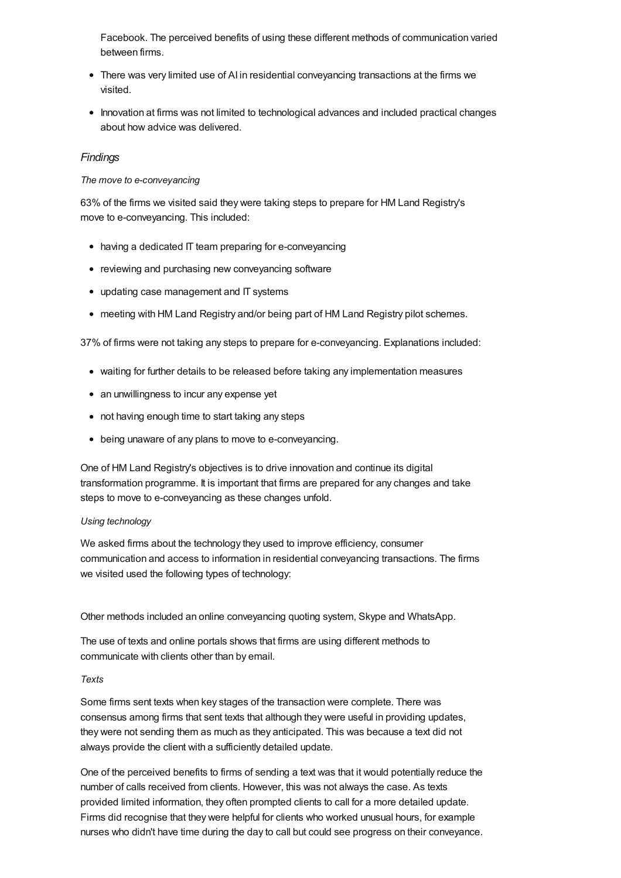Facebook. The perceived benefits of using these different methods of communication varied between firms.

- There was very limited use of AI in residential conveyancing transactions at the firms we visited.
- Innovation at firms was not limited to technological advances and included practical changes about how advice was delivered.

### *Findings*

#### *The move to e-conveyancing*

63% of the firms we visited said they were taking steps to prepare for HM Land Registry's move to e-conveyancing. This included:

- having a dedicated IT team preparing for e-conveyancing
- reviewing and purchasing new conveyancing software
- updating case management and IT systems
- meeting with HM Land Registry and/or being part of HM Land Registry pilot schemes.

37% of firms were not taking any steps to prepare for e-conveyancing. Explanations included:

- waiting for further details to be released before taking any implementation measures
- an unwillingness to incur any expense yet
- not having enough time to start taking any steps
- being unaware of any plans to move to e-conveyancing.

One of HM Land Registry's objectives is to drive innovation and continue its digital transformation programme. It is important that firms are prepared for any changes and take steps to move to e-conveyancing as these changes unfold.

#### *Using technology*

We asked firms about the technology they used to improve efficiency, consumer communication and access to information in residential conveyancing transactions. The firms we visited used the following types of technology:

Other methods included an online conveyancing quoting system, Skype and WhatsApp.

The use of texts and online portals shows that firms are using different methods to communicate with clients other than by email.

#### *Texts*

Some firms sent texts when key stages of the transaction were complete. There was consensus among firms that sent texts that although they were useful in providing updates, they were not sending them as much as they anticipated. This was because a text did not always provide the client with a sufficiently detailed update.

One of the perceived benefits to firms of sending a text was that it would potentially reduce the number of calls received from clients. However, this was not always the case. As texts provided limited information, they often prompted clients to call for a more detailed update. Firms did recognise that they were helpful for clients who worked unusual hours, for example nurses who didn't have time during the day to call but could see progress on their conveyance.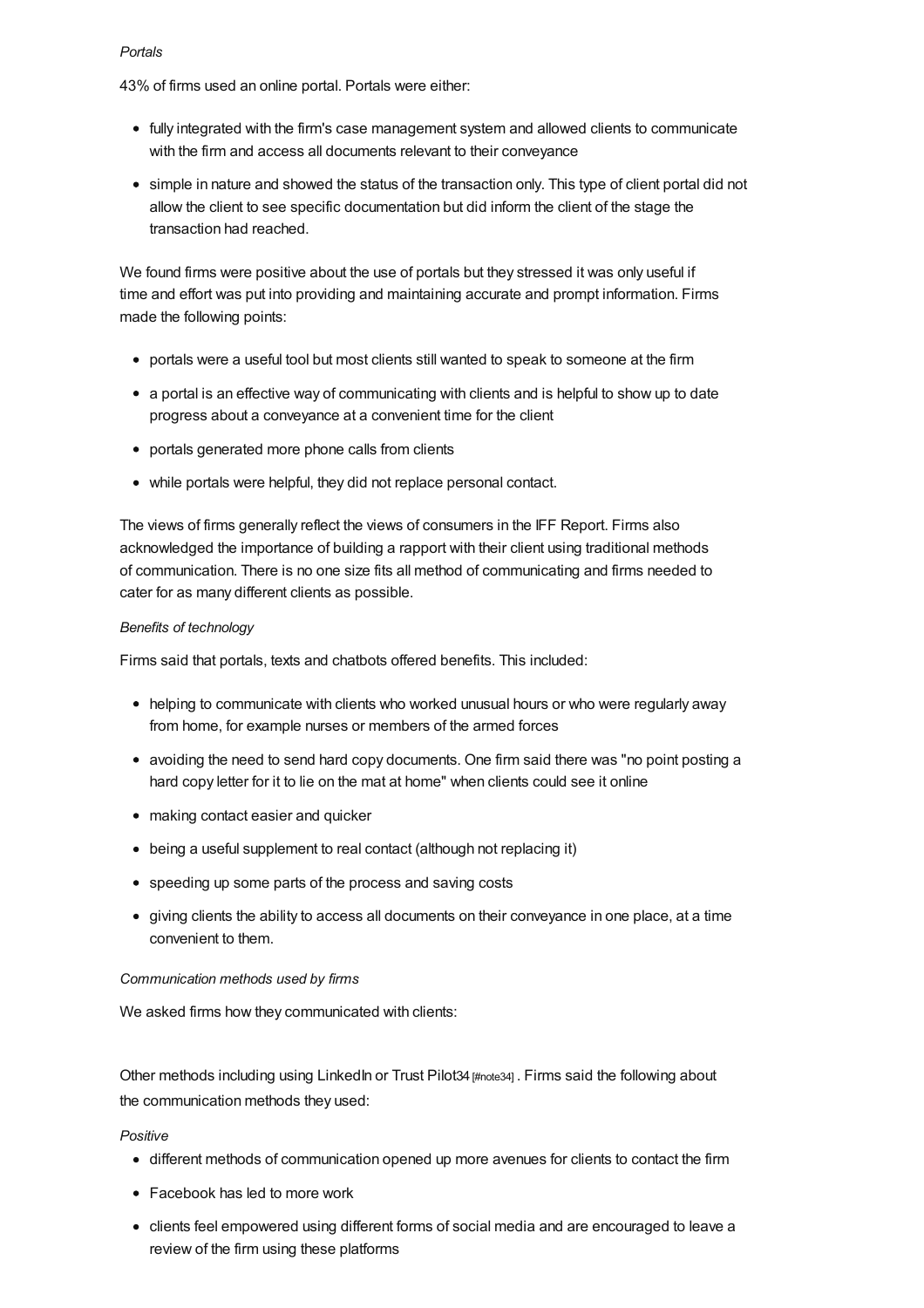*Portals*

43% of firms used an online portal. Portals were either:

- fully integrated with the firm's case management system and allowed clients to communicate with the firm and access all documents relevant to their conveyance
- simple in nature and showed the status of the transaction only. This type of client portal did not allow the client to see specific documentation but did inform the client of the stage the transaction had reached.

We found firms were positive about the use of portals but they stressed it was only useful if time and effort was put into providing and maintaining accurate and prompt information. Firms made the following points:

- portals were a useful tool but most clients still wanted to speak to someone at the firm
- a portal is an effective way of communicating with clients and is helpful to show up to date progress about a conveyance at a convenient time for the client
- portals generated more phone calls from clients
- while portals were helpful, they did not replace personal contact.

The views of firms generally reflect the views of consumers in the IFF Report. Firms also acknowledged the importance of building a rapport with their client using traditional methods of communication. There is no one size fits all method of communicating and firms needed to cater for as many different clients as possible.

*Benefits of technology*

Firms said that portals, texts and chatbots offered benefits. This included:

- helping to communicate with clients who worked unusual hours or who were regularly away from home, for example nurses or members of the armed forces
- avoiding the need to send hard copy documents. One firm said there was "no point posting a hard copy letter for it to lie on the mat at home" when clients could see it online
- making contact easier and quicker
- being a useful supplement to real contact (although not replacing it)
- speeding up some parts of the process and saving costs
- giving clients the ability to access all documents on their conveyance in one place, at a time convenient to them.

*Communication methods used by firms*

We asked firms how they communicated with clients:

Other methods including using LinkedIn or Trust Pilot34 [#note34] . Firms said the following about the communication methods they used:

*Positive*

- different methods of communication opened up more avenues for clients to contact the firm
- Facebook has led to more work
- clients feel empowered using different forms of social media and are encouraged to leave a review of the firm using these platforms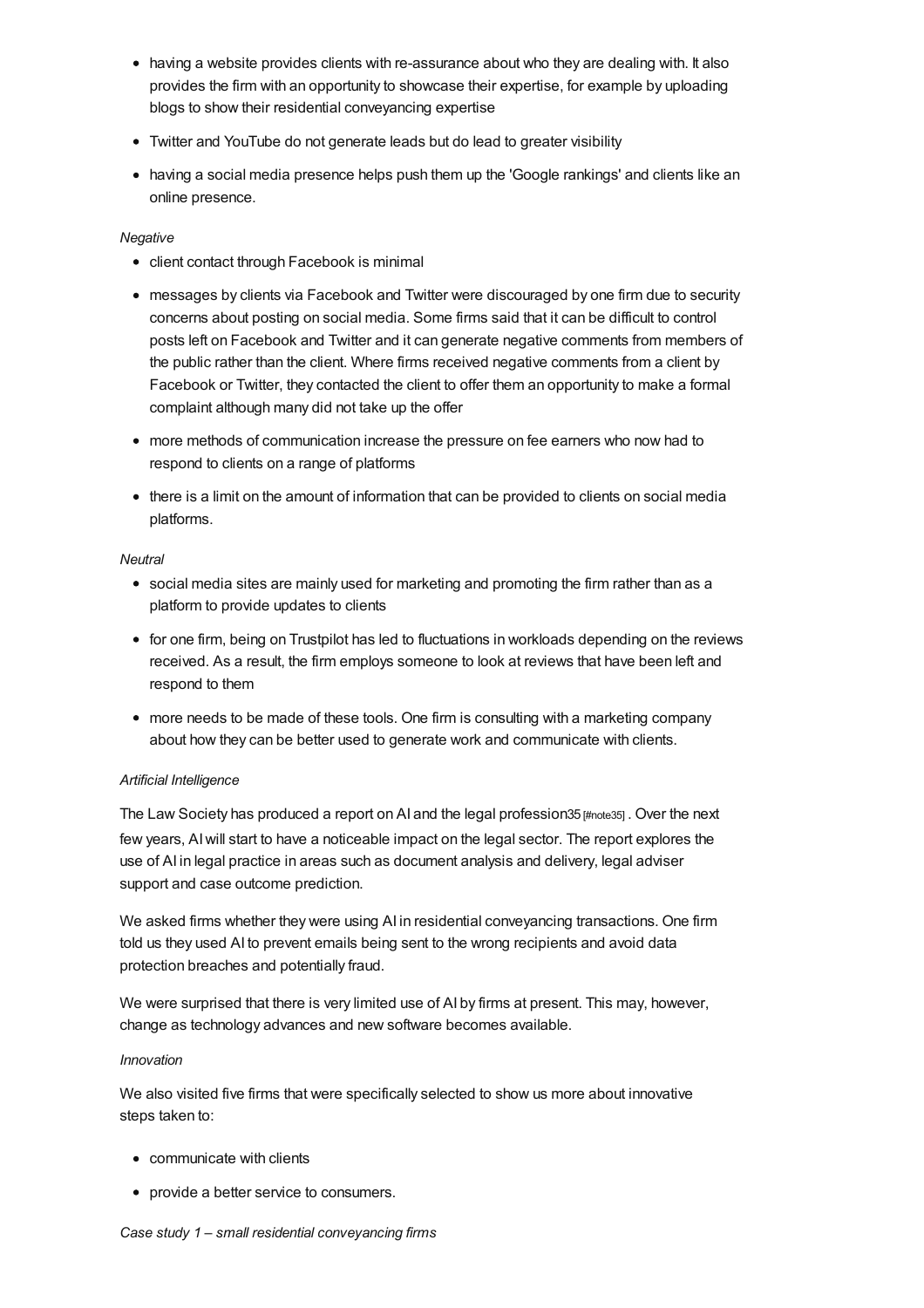- having a website provides clients with re-assurance about who they are dealing with. It also provides the firm with an opportunity to showcase their expertise, for example by uploading blogs to show their residential conveyancing expertise
- Twitter and YouTube do not generate leads but do lead to greater visibility
- having a social media presence helps push them up the 'Google rankings' and clients like an online presence.

*Negative*

- client contact through Facebook is minimal
- messages by clients via Facebook and Twitter were discouraged by one firm due to security concerns about posting on social media. Some firms said that it can be difficult to control posts left on Facebook and Twitter and it can generate negative comments from members of the public rather than the client. Where firms received negative comments from a client by Facebook or Twitter, they contacted the client to offer them an opportunity to make a formal complaint although many did not take up the offer
- more methods of communication increase the pressure on fee earners who now had to respond to clients on a range of platforms
- there is a limit on the amount of information that can be provided to clients on social media platforms.

*Neutral*

- social media sites are mainly used for marketing and promoting the firm rather than as a platform to provide updates to clients
- for one firm, being on Trustpilot has led to fluctuations in workloads depending on the reviews received. As a result, the firm employs someone to look at reviews that have been left and respond to them
- more needs to be made of these tools. One firm is consulting with a marketing company about how they can be better used to generate work and communicate with clients.

*Artificial Intelligence*

The Law Society has produced a report on AI and the legal profession35 [#note35] . Over the next few years, AI will start to have a noticeable impact on the legal sector. The report explores the use of AI in legal practice in areas such as document analysis and delivery, legal adviser support and case outcome prediction.

We asked firms whether they were using AI in residential conveyancing transactions. One firm told us they used AI to prevent emails being sent to the wrong recipients and avoid data protection breaches and potentially fraud.

We were surprised that there is very limited use of AI by firms at present. This may, however, change as technology advances and new software becomes available.

*Innovation*

We also visited five firms that were specifically selected to show us more about innovative steps taken to:

- communicate with clients
- provide a better service to consumers.

*Case study 1 – small residential conveyancing firms*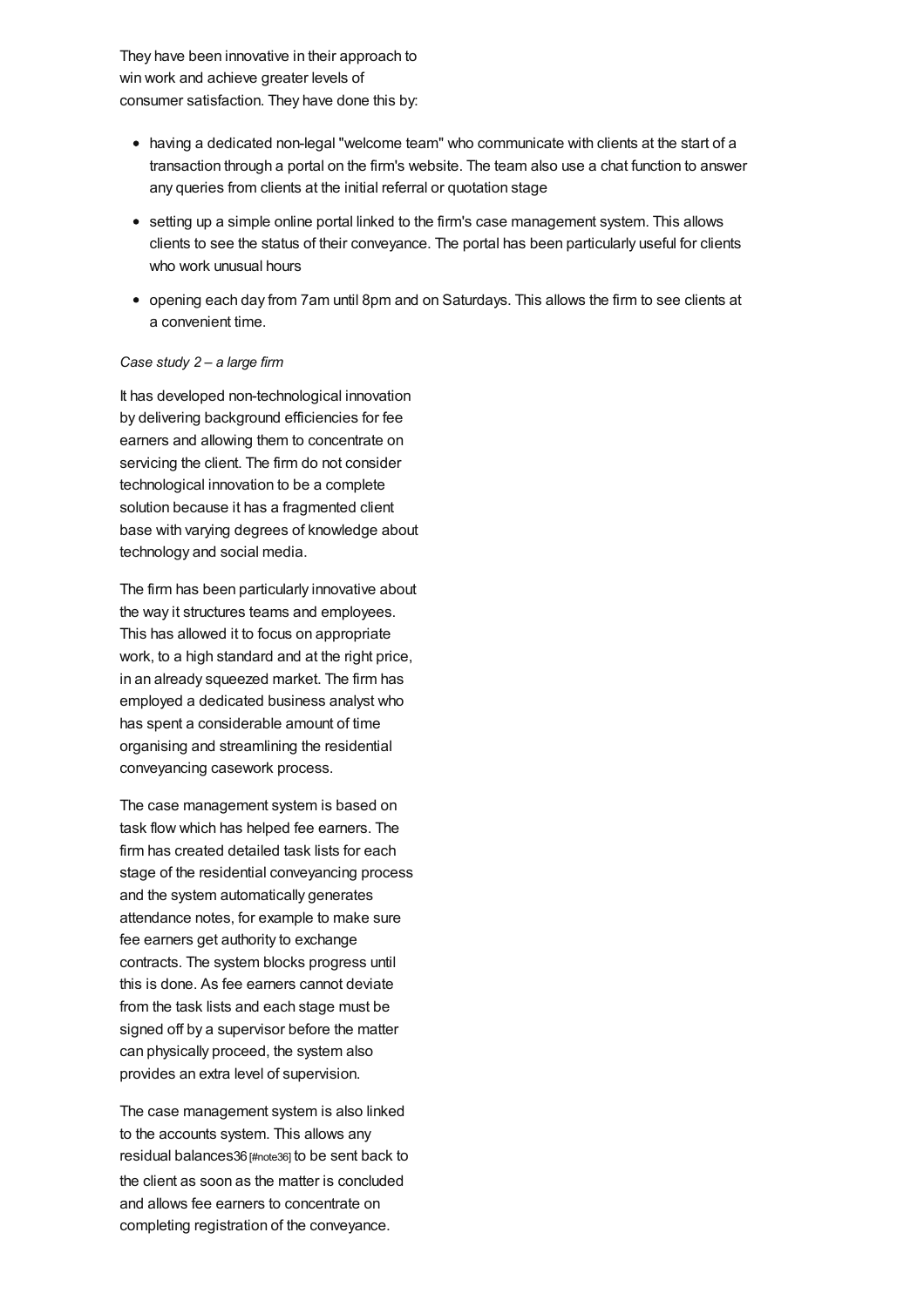They have been innovative in their approach to win work and achieve greater levels of consumer satisfaction. They have done this by:

- having a dedicated non-legal "welcome team" who communicate with clients at the start of a transaction through a portal on the firm's website. The team also use a chat function to answer any queries from clients at the initial referral or quotation stage
- setting up a simple online portal linked to the firm's case management system. This allows clients to see the status of their conveyance. The portal has been particularly useful for clients who work unusual hours
- opening each day from 7am until 8pm and on Saturdays. This allows the firm to see clients at a convenient time.

*Case study 2 – a large firm*

It has developed non-technological innovation by delivering background efficiencies for fee earners and allowing them to concentrate on servicing the client. The firm do not consider technological innovation to be a complete solution because it has a fragmented client base with varying degrees of knowledge about technology and social media.

The firm has been particularly innovative about the way it structures teams and employees. This has allowed it to focus on appropriate work, to a high standard and at the right price, in an already squeezed market. The firm has employed a dedicated business analyst who has spent a considerable amount of time organising and streamlining the residential conveyancing casework process.

The case management system is based on task flow which has helped fee earners. The firm has created detailed task lists for each stage of the residential conveyancing process and the system automatically generates attendance notes, for example to make sure fee earners get authority to exchange contracts. The system blocks progress until this is done. As fee earners cannot deviate from the task lists and each stage must be signed off by a supervisor before the matter can physically proceed, the system also provides an extra level of supervision.

The case management system is also linked to the accounts system. This allows any residual balances[36] to be sent back to the client as soon as the matter is concluded and allows fee earners to concentrate on completing registration of the conveyance.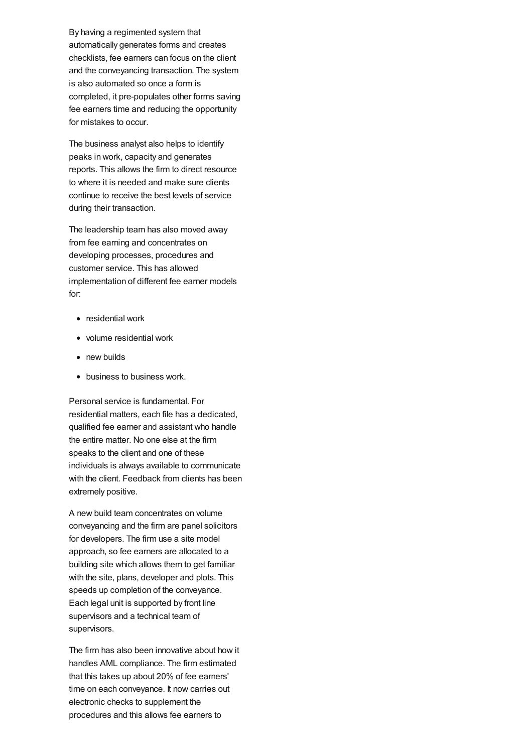By having a regimented system that automatically generates forms and creates checklists, fee earners can focus on the client and the conveyancing transaction. The system is also automated so once a form is completed, it pre-populates other forms saving fee earners time and reducing the opportunity for mistakes to occur.

The business analyst also helps to identify peaks in work, capacity and generates reports. This allows the firm to direct resource to where it is needed and make sure clients continue to receive the best levels of service during their transaction.

The leadership team has also moved away from fee earning and concentrates on developing processes, procedures and customer service. This has allowed implementation of different fee earner models for:

- residential work
- volume residential work
- new builds
- business to business work.

Personal service is fundamental. For residential matters, each file has a dedicated, qualified fee earner and assistant who handle the entire matter. No one else at the firm speaks to the client and one of these individuals is always available to communicate with the client. Feedback from clients has been extremely positive.

A new build team concentrates on volume conveyancing and the firm are panel solicitors for developers. The firm use a site model approach, so fee earners are allocated to a building site which allows them to get familiar with the site, plans, developer and plots. This speeds up completion of the conveyance. Each legal unit is supported by front line supervisors and a technical team of supervisors.

The firm has also been innovative about how it handles AML compliance. The firm estimated that this takes up about 20% of fee earners' time on each conveyance. It now carries out electronic checks to supplement the procedures and this allows fee earners to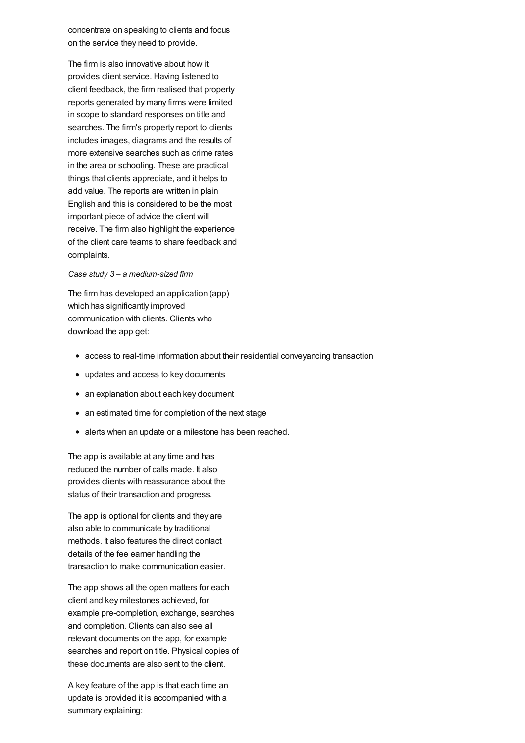concentrate on speaking to clients and focus on the service they need to provide.

The firm is also innovative about how it provides client service. Having listened to client feedback, the firm realised that property reports generated by many firms were limited in scope to standard responses on title and searches. The firm's property report to clients includes images, diagrams and the results of more extensive searches such as crime rates in the area or schooling. These are practical things that clients appreciate, and it helps to add value. The reports are written in plain English and this is considered to be the most important piece of advice the client will receive. The firm also highlight the experience of the client care teams to share feedback and complaints.

*Case study 3 – a medium-sized firm*

The firm has developed an application (app) which has significantly improved communication with clients. Clients who download the app get:

- access to real-time information about their residential conveyancing transaction
- updates and access to key documents
- an explanation about each key document
- an estimated time for completion of the next stage
- alerts when an update or a milestone has been reached.

The app is available at any time and has reduced the number of calls made. It also provides clients with reassurance about the status of their transaction and progress.

The app is optional for clients and they are also able to communicate by traditional methods. It also features the direct contact details of the fee earner handling the transaction to make communication easier.

The app shows all the open matters for each client and key milestones achieved, for example pre-completion, exchange, searches and completion. Clients can also see all relevant documents on the app, for example searches and report on title. Physical copies of these documents are also sent to the client.

A key feature of the app is that each time an update is provided it is accompanied with a summary explaining: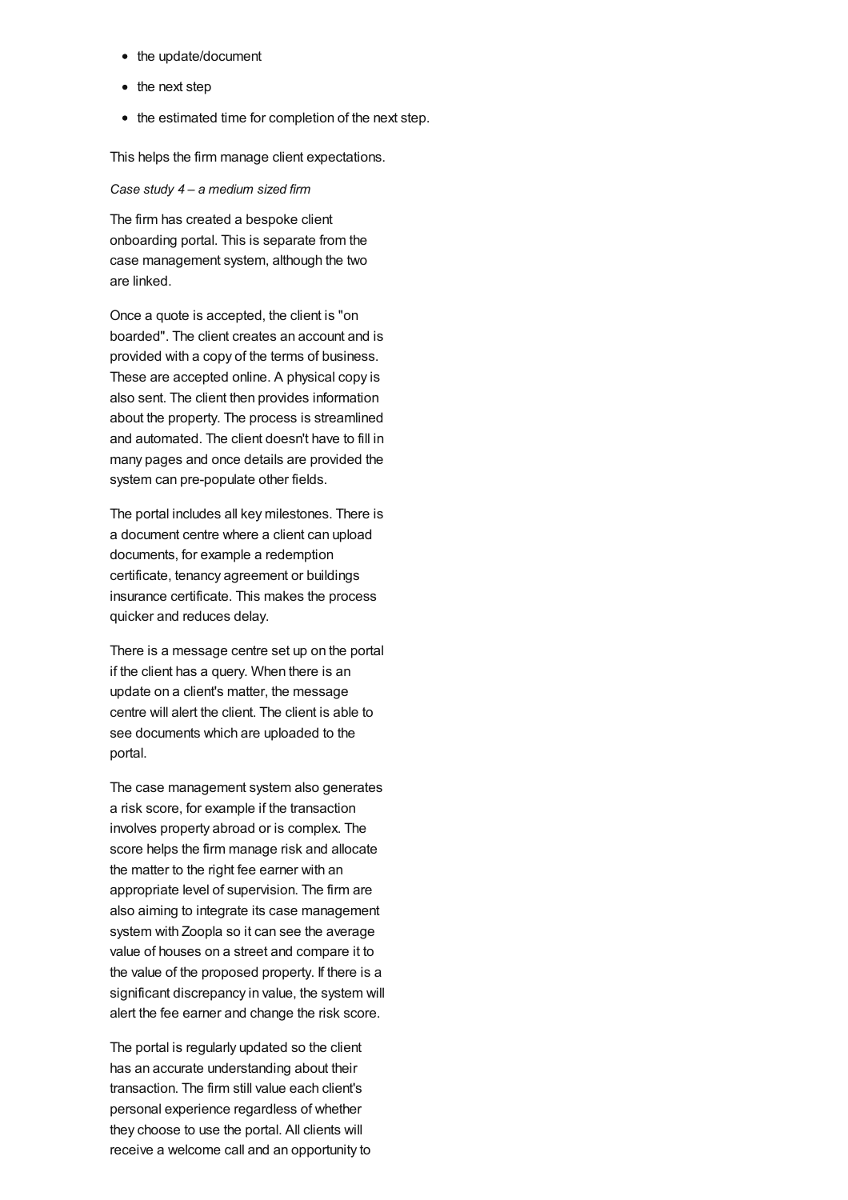- the update/document
- the next step
- the estimated time for completion of the next step.

This helps the firm manage client expectations.

*Case study 4 – a medium sized firm*

The firm has created a bespoke client onboarding portal. This is separate from the case management system, although the two are linked.

Once a quote is accepted, the client is "on boarded". The client creates an account and is provided with a copy of the terms of business. These are accepted online. A physical copy is also sent. The client then provides information about the property. The process is streamlined and automated. The client doesn't have to fill in many pages and once details are provided the system can pre-populate other fields.

The portal includes all key milestones. There is a document centre where a client can upload documents, for example a redemption certificate, tenancy agreement or buildings insurance certificate. This makes the process quicker and reduces delay.

There is a message centre set up on the portal if the client has a query. When there is an update on a client's matter, the message centre will alert the client. The client is able to see documents which are uploaded to the portal.

The case management system also generates a risk score, for example if the transaction involves property abroad or is complex. The score helps the firm manage risk and allocate the matter to the right fee earner with an appropriate level of supervision. The firm are also aiming to integrate its case management system with Zoopla so it can see the average value of houses on a street and compare it to the value of the proposed property. If there is a significant discrepancy in value, the system will alert the fee earner and change the risk score.

The portal is regularly updated so the client has an accurate understanding about their transaction. The firm still value each client's personal experience regardless of whether they choose to use the portal. All clients will receive a welcome call and an opportunity to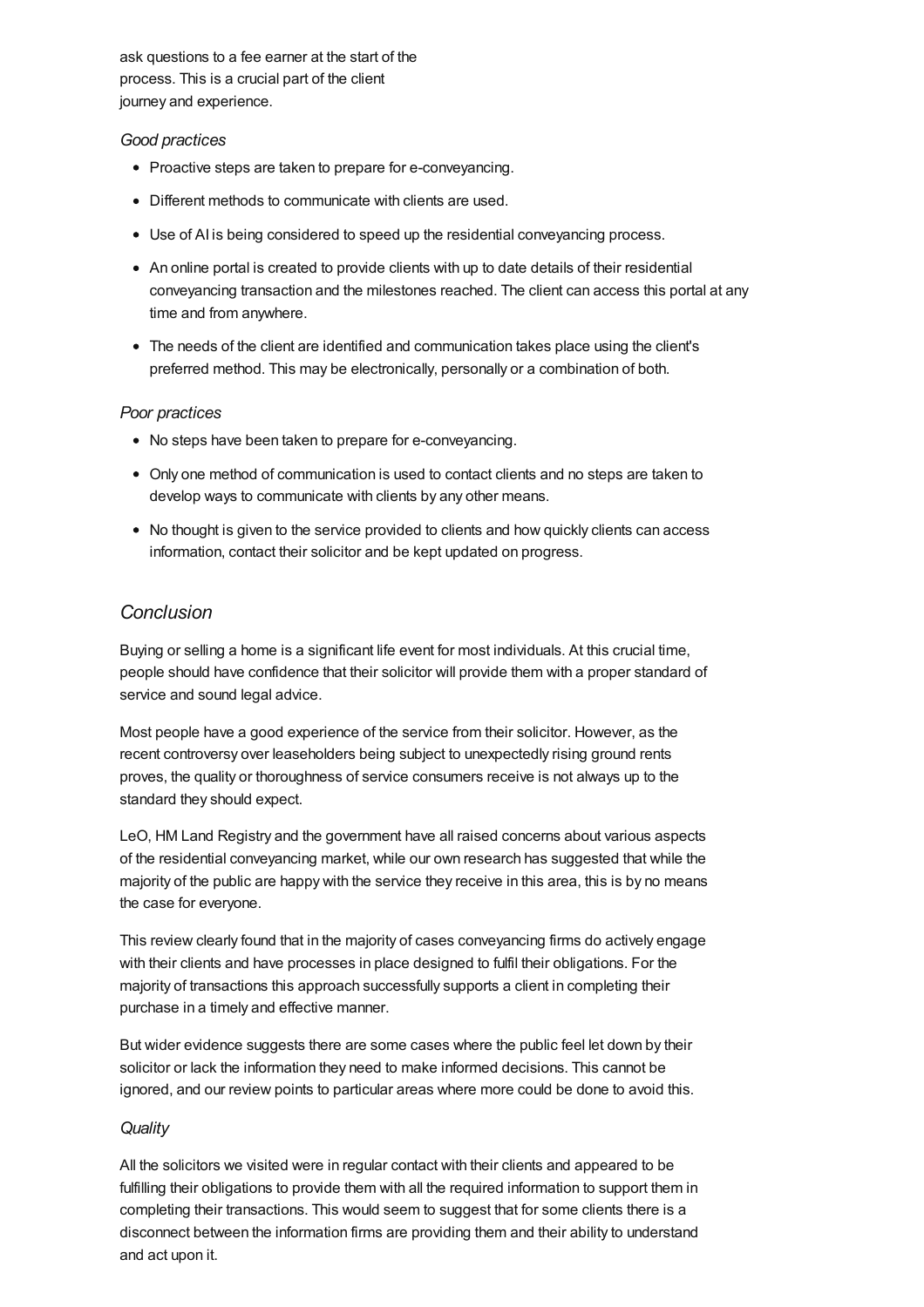ask questions to a fee earner at the start of the process. This is a crucial part of the client journey and experience.

*Good practices*

- Proactive steps are taken to prepare for e-conveyancing.
- Different methods to communicate with clients are used.
- Use of AI is being considered to speed up the residential conveyancing process.
- An online portal is created to provide clients with up to date details of their residential conveyancing transaction and the milestones reached. The client can access this portal at any time and from anywhere.
- The needs of the client are identified and communication takes place using the client's preferred method. This may be electronically, personally or a combination of both.

*Poor practices*

- No steps have been taken to prepare for e-conveyancing.
- Only one method of communication is used to contact clients and no steps are taken to develop ways to communicate with clients by any other means.
- No thought is given to the service provided to clients and how quickly clients can access information, contact their solicitor and be kept updated on progress.

## *Conclusion*

Buying or selling a home is a significant life event for most individuals. At this crucial time, people should have confidence that their solicitor will provide them with a proper standard of service and sound legal advice.

Most people have a good experience of the service from their solicitor. However, as the recent controversy over leaseholders being subject to unexpectedly rising ground rents proves, the quality or thoroughness of service consumers receive is not always up to the standard they should expect.

LeO, HM Land Registry and the government have all raised concerns about various aspects of the residential conveyancing market, while our own research has suggested that while the majority of the public are happy with the service they receive in this area, this is by no means the case for everyone.

This review clearly found that in the majority of cases conveyancing firms do actively engage with their clients and have processes in place designed to fulfil their obligations. For the majority of transactions this approach successfully supports a client in completing their purchase in a timely and effective manner.

But wider evidence suggests there are some cases where the public feel let down by their solicitor or lack the information they need to make informed decisions. This cannot be ignored, and our review points to particular areas where more could be done to avoid this.

*Quality*

All the solicitors we visited were in regular contact with their clients and appeared to be fulfilling their obligations to provide them with all the required information to support them in completing their transactions. This would seem to suggest that for some clients there is a disconnect between the information firms are providing them and their ability to understand and act upon it.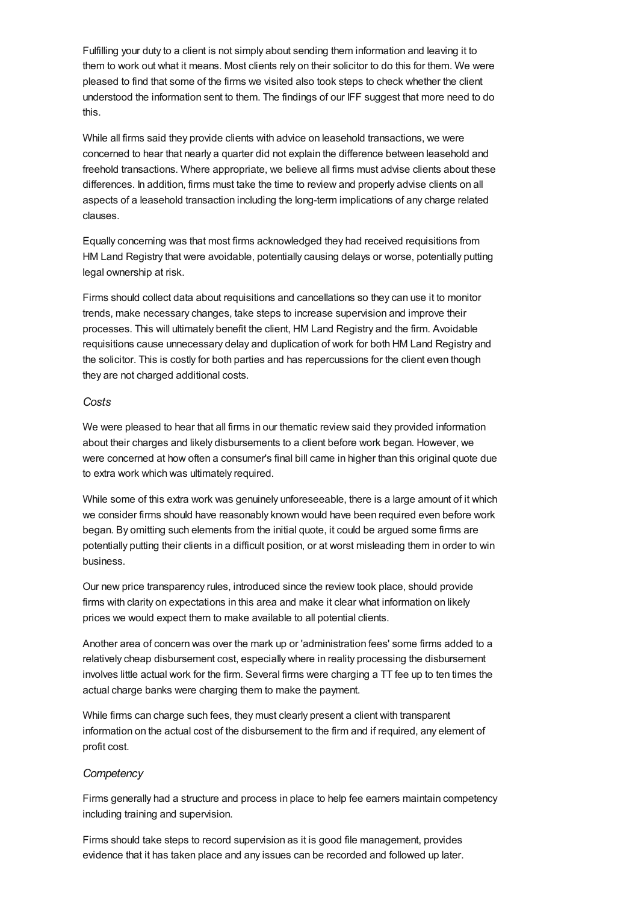Fulfilling your duty to a client is not simply about sending them information and leaving it to them to work out what it means. Most clients rely on their solicitor to do this for them. We were pleased to find that some of the firms we visited also took steps to check whether the client understood the information sent to them. The findings of our IFF suggest that more need to do this.

While all firms said they provide clients with advice on leasehold transactions, we were concerned to hear that nearly a quarter did not explain the difference between leasehold and freehold transactions. Where appropriate, we believe all firms must advise clients about these differences. In addition, firms must take the time to review and properly advise clients on all aspects of a leasehold transaction including the long-term implications of any charge related clauses.

Equally concerning was that most firms acknowledged they had received requisitions from HM Land Registry that were avoidable, potentially causing delays or worse, potentially putting legal ownership at risk.

Firms should collect data about requisitions and cancellations so they can use it to monitor trends, make necessary changes, take steps to increase supervision and improve their processes. This will ultimately benefit the client, HM Land Registry and the firm. Avoidable requisitions cause unnecessary delay and duplication of work for both HM Land Registry and the solicitor. This is costly for both parties and has repercussions for the client even though they are not charged additional costs.

### *Costs*

We were pleased to hear that all firms in our thematic review said they provided information about their charges and likely disbursements to a client before work began. However, we were concerned at how often a consumer's final bill came in higher than this original quote due to extra work which was ultimately required.

While some of this extra work was genuinely unforeseeable, there is a large amount of it which we consider firms should have reasonably known would have been required even before work began. By omitting such elements from the initial quote, it could be argued some firms are potentially putting their clients in a difficult position, or at worst misleading them in order to win business.

Our new price transparency rules, introduced since the review took place, should provide firms with clarity on expectations in this area and make it clear what information on likely prices we would expect them to make available to all potential clients.

Another area of concern was over the mark up or 'administration fees' some firms added to a relatively cheap disbursement cost, especially where in reality processing the disbursement involves little actual work for the firm. Several firms were charging a TT fee up to ten times the actual charge banks were charging them to make the payment.

While firms can charge such fees, they must clearly present a client with transparent information on the actual cost of the disbursement to the firm and if required, any element of profit cost.

### *Competency*

Firms generally had a structure and process in place to help fee earners maintain competency including training and supervision.

Firms should take steps to record supervision as it is good file management, provides evidence that it has taken place and any issues can be recorded and followed up later.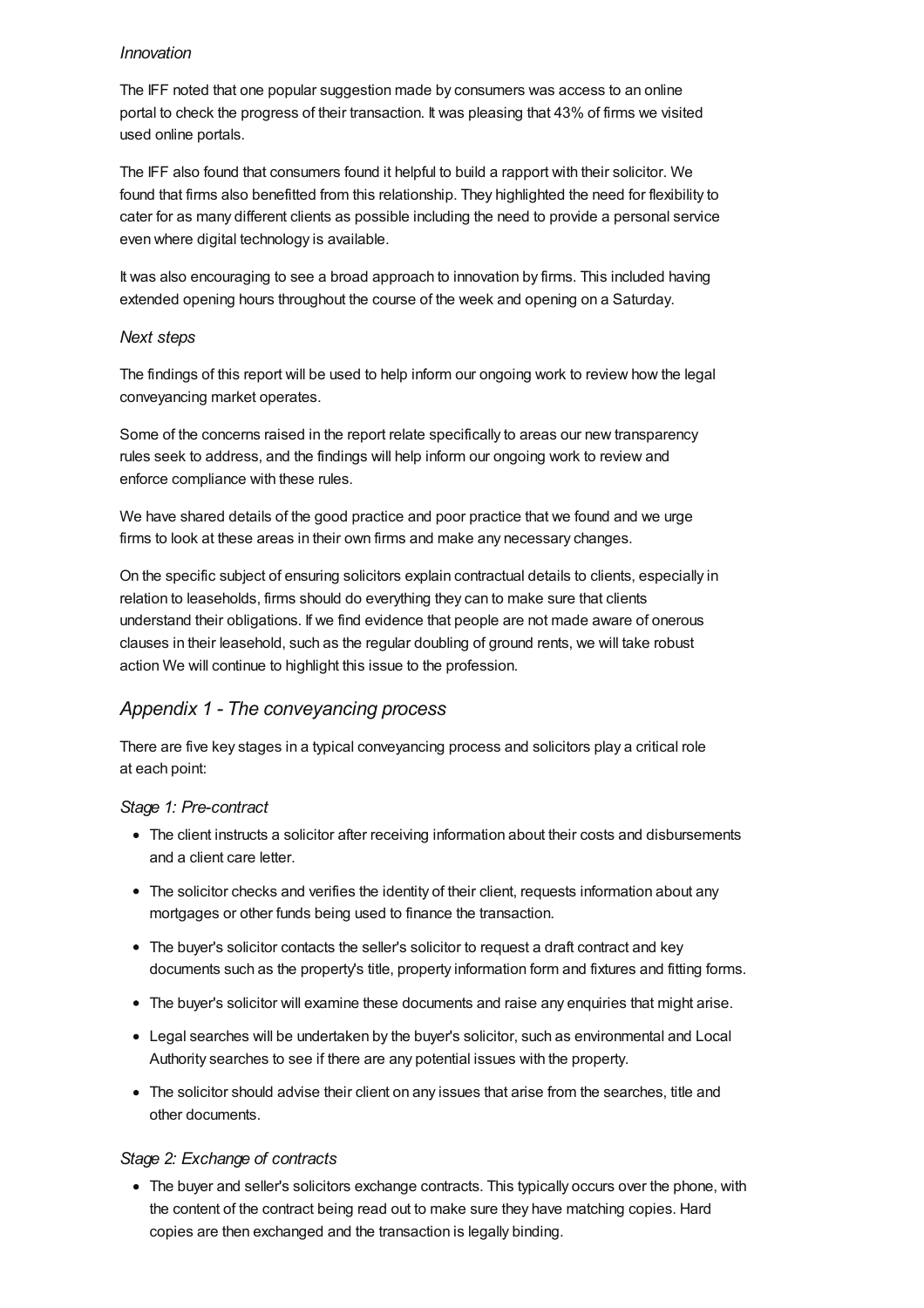*Innovation*

The IFF noted that one popular suggestion made by consumers was access to an online portal to check the progress of their transaction. It was pleasing that 43% of firms we visited used online portals.

The IFF also found that consumers found it helpful to build a rapport with their solicitor. We found that firms also benefitted from this relationship. They highlighted the need for flexibility to cater for as many different clients as possible including the need to provide a personal service even where digital technology is available.

It was also encouraging to see a broad approach to innovation by firms. This included having extended opening hours throughout the course of the week and opening on a Saturday.

*Next steps*

The findings of this report will be used to help inform our ongoing work to review how the legal conveyancing market operates.

Some of the concerns raised in the report relate specifically to areas our new transparency rules seek to address, and the findings will help inform our ongoing work to review and enforce compliance with these rules.

We have shared details of the good practice and poor practice that we found and we urge firms to look at these areas in their own firms and make any necessary changes.

On the specific subject of ensuring solicitors explain contractual details to clients, especially in relation to leaseholds, firms should do everything they can to make sure that clients understand their obligations. If we find evidence that people are not made aware of onerous clauses in their leasehold, such as the regular doubling of ground rents, we will take robust action We will continue to highlight this issue to the profession.

## *Appendix 1 - The conveyancing process*

There are five key stages in a typical conveyancing process and solicitors play a critical role at each point:

*Stage 1: Pre-contract*

- The client instructs a solicitor after receiving information about their costs and disbursements and a client care letter.
- The solicitor checks and verifies the identity of their client, requests information about any mortgages or other funds being used to finance the transaction.
- The buyer's solicitor contacts the seller's solicitor to request a draft contract and key documents such as the property's title, property information form and fixtures and fitting forms.
- The buyer's solicitor will examine these documents and raise any enquiries that might arise.
- Legal searches will be undertaken by the buyer's solicitor, such as environmental and Local Authority searches to see if there are any potential issues with the property.
- The solicitor should advise their client on any issues that arise from the searches, title and other documents.

*Stage 2: Exchange of contracts*

- The buyer and seller's solicitors exchange contracts. This typically occurs over the phone, with the content of the contract being read out to make sure they have matching copies. Hard copies are then exchanged and the transaction is legally binding.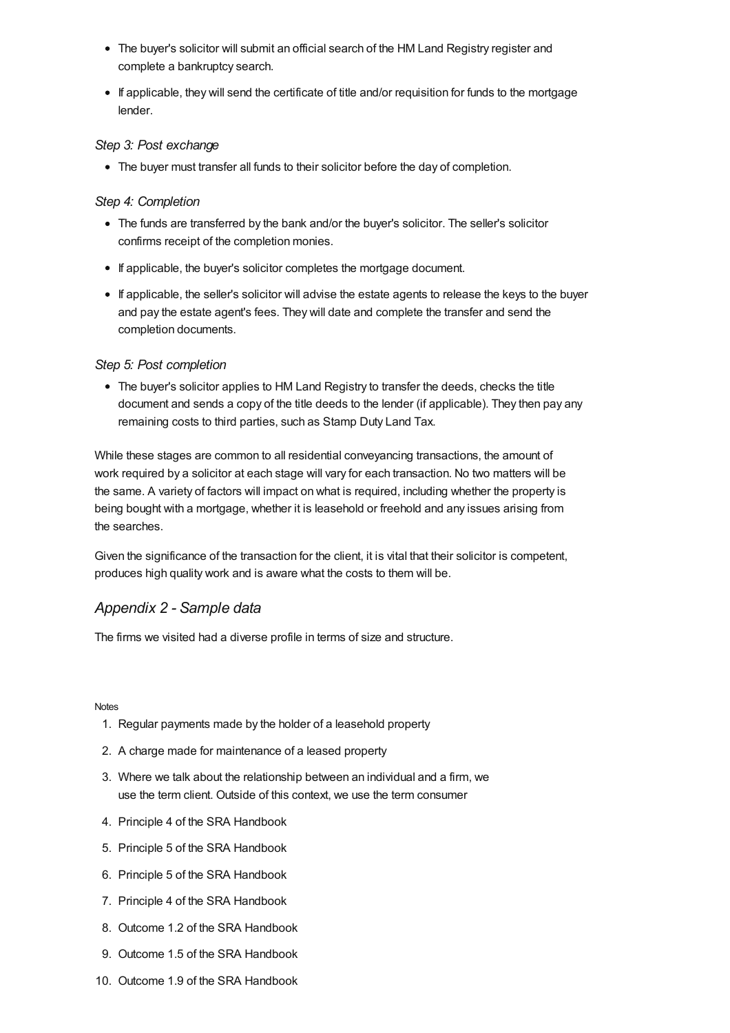- The buyer's solicitor will submit an official search of the HM Land Registry register and complete a bankruptcy search.
- If applicable, they will send the certificate of title and/or requisition for funds to the mortgage lender.

*Step 3: Post exchange*

- The buyer must transfer all funds to their solicitor before the day of completion.

*Step 4: Completion*

- The funds are transferred by the bank and/or the buyer's solicitor. The seller's solicitor confirms receipt of the completion monies.
- If applicable, the buyer's solicitor completes the mortgage document.
- If applicable, the seller's solicitor will advise the estate agents to release the keys to the buyer and pay the estate agent's fees. They will date and complete the transfer and send the completion documents.

*Step 5: Post completion*

- The buyer's solicitor applies to HM Land Registry to transfer the deeds, checks the title document and sends a copy of the title deeds to the lender (if applicable). They then pay any remaining costs to third parties, such as Stamp Duty Land Tax.

While these stages are common to all residential conveyancing transactions, the amount of work required by a solicitor at each stage will vary for each transaction. No two matters will be the same. A variety of factors will impact on what is required, including whether the property is being bought with a mortgage, whether it is leasehold or freehold and any issues arising from the searches.

Given the significance of the transaction for the client, it is vital that their solicitor is competent, produces high quality work and is aware what the costs to them will be.

## *Appendix 2 - Sample data*

The firms we visited had a diverse profile in terms of size and structure.

Notes

1. Regular payments made by the holder of a leasehold property
2. A charge made for maintenance of a leased property
3. Where we talk about the relationship between an individual and a firm, we use the term client. Outside of this context, we use the term consumer
4. Principle 4 of the SRA Handbook
5. Principle 5 of the SRA Handbook
6. Principle 5 of the SRA Handbook
7. Principle 4 of the SRA Handbook
8. Outcome 1.2 of the SRA Handbook
9. Outcome 1.5 of the SRA Handbook
10. Outcome 1.9 of the SRA Handbook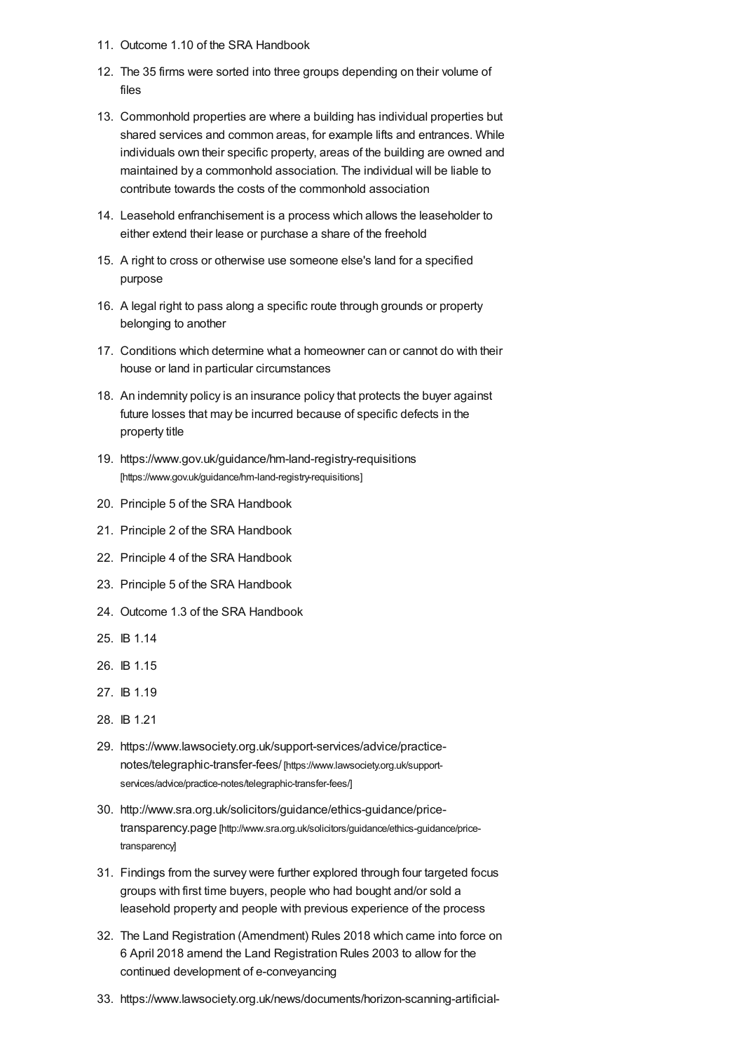11. Outcome 1.10 of the SRA Handbook
12. The 35 firms were sorted into three groups depending on their volume of files
13. Commonhold properties are where a building has individual properties but shared services and common areas, for example lifts and entrances. While individuals own their specific property, areas of the building are owned and maintained by a commonhold association. The individual will be liable to contribute towards the costs of the commonhold association
14. Leasehold enfranchisement is a process which allows the leaseholder to either extend their lease or purchase a share of the freehold
15. A right to cross or otherwise use someone else's land for a specified purpose
16. A legal right to pass along a specific route through grounds or property belonging to another
17. Conditions which determine what a homeowner can or cannot do with their house or land in particular circumstances
18. An indemnity policy is an insurance policy that protects the buyer against future losses that may be incurred because of specific defects in the property title
19. https://www.gov.uk/guidance/hm-land-registry-requisitions [https://www.gov.uk/guidance/hm-land-registry-requisitions]
20. Principle 5 of the SRA Handbook
21. Principle 2 of the SRA Handbook
22. Principle 4 of the SRA Handbook
23. Principle 5 of the SRA Handbook
24. Outcome 1.3 of the SRA Handbook
25. IB 1.14
26. IB 1.15
27. IB 1.19
28. IB 1.21
29. https://www.lawsociety.org.uk/support-services/advice/practice-notes/telegraphic-transfer-fees/ [https://www.lawsociety.org.uk/support-services/advice/practice-notes/telegraphic-transfer-fees/]
30. http://www.sra.org.uk/solicitors/guidance/ethics-guidance/price-transparency.page [http://www.sra.org.uk/solicitors/guidance/ethics-guidance/price-transparency]
31. Findings from the survey were further explored through four targeted focus groups with first time buyers, people who had bought and/or sold a leasehold property and people with previous experience of the process
32. The Land Registration (Amendment) Rules 2018 which came into force on 6 April 2018 amend the Land Registration Rules 2003 to allow for the continued development of e-conveyancing
33. https://www.lawsociety.org.uk/news/documents/horizon-scanning-artificial-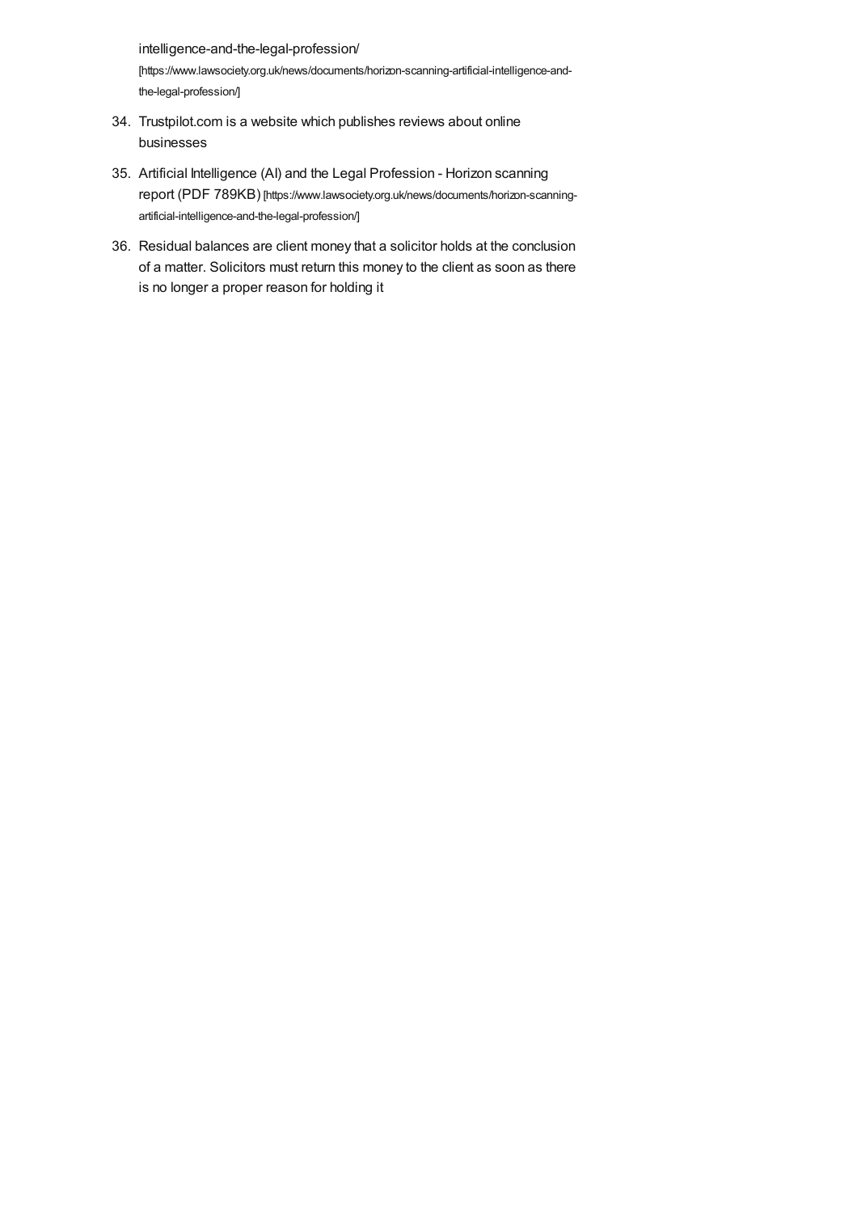intelligence-and-the-legal-profession/ [https://www.lawsociety.org.uk/news/documents/horizon-scanning-artificial-intelligence-and-the-legal-profession/]

34. Trustpilot.com is a website which publishes reviews about online businesses
35. Artificial Intelligence (AI) and the Legal Profession - Horizon scanning report (PDF 789KB) [https://www.lawsociety.org.uk/news/documents/horizon-scanning-artificial-intelligence-and-the-legal-profession/]
36. Residual balances are client money that a solicitor holds at the conclusion of a matter. Solicitors must return this money to the client as soon as there is no longer a proper reason for holding it